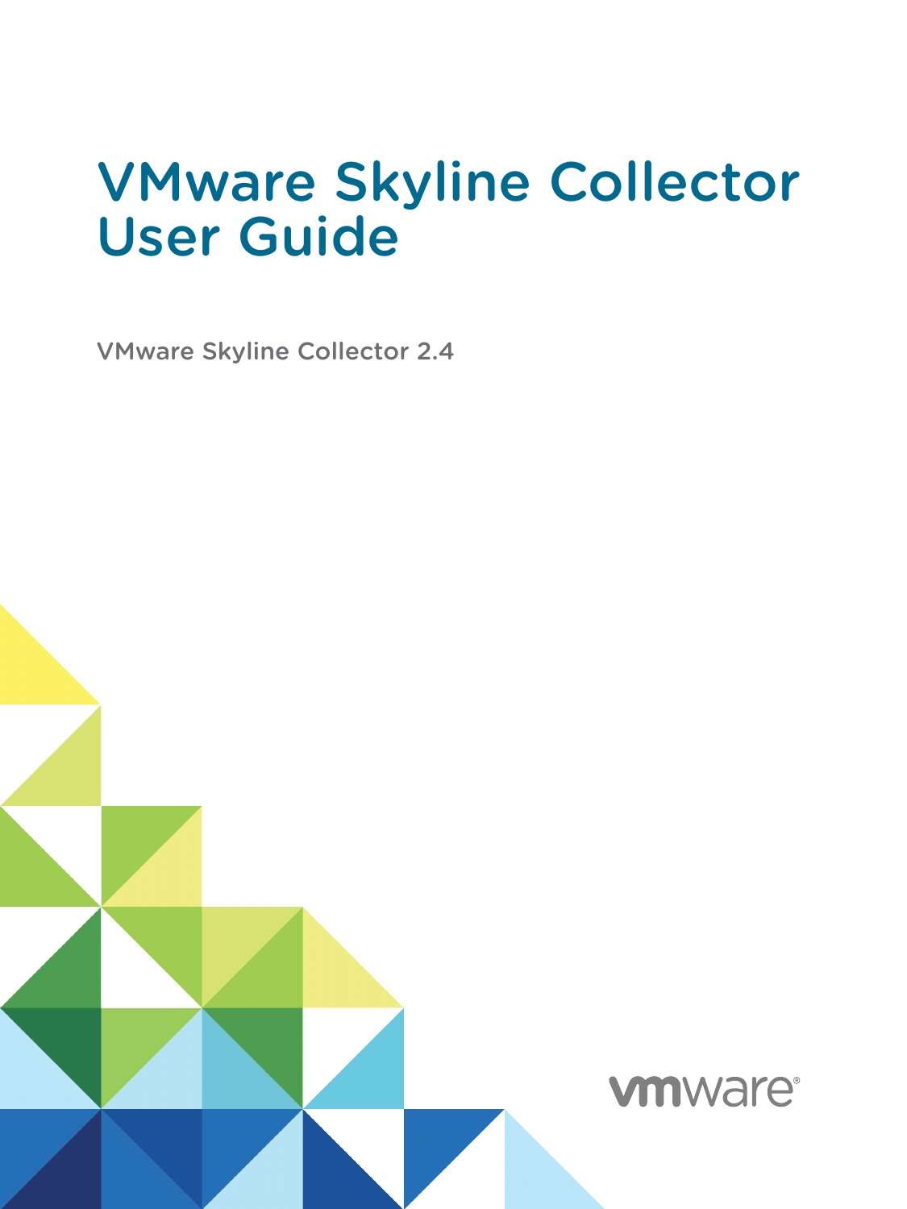# VMware Skyline Collector User Guide

VMware Skyline Collector 2.4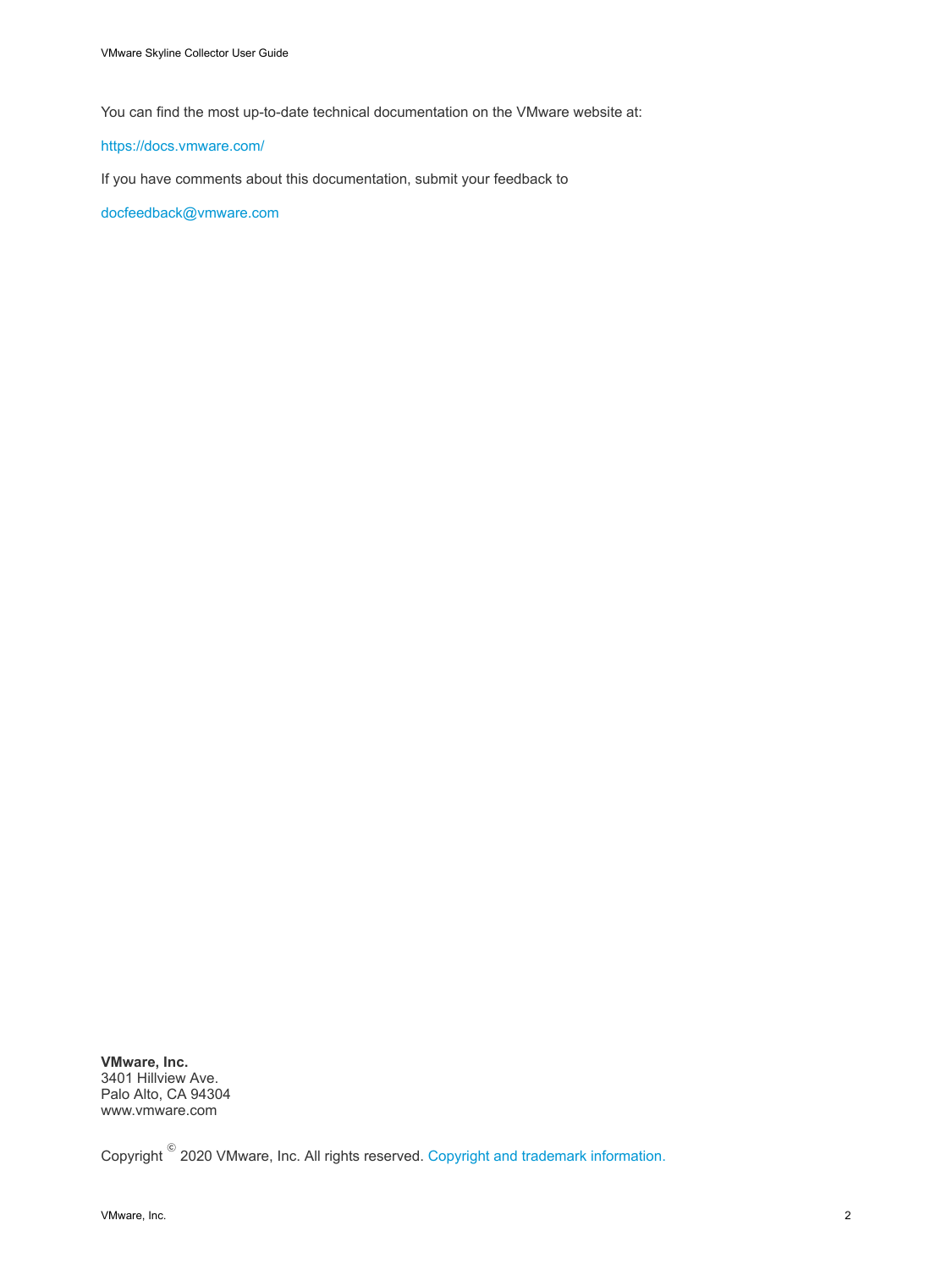You can find the most up-to-date technical documentation on the VMware website at:

https://docs.vmware.com/

If you have comments about this documentation, submit your feedback to

docfeedback@vmware.com

**VMware, Inc.**
3401 Hillview Ave.
Palo Alto, CA 94304
www.vmware.com

Copyright © 2020 VMware, Inc. All rights reserved. Copyright and trademark information.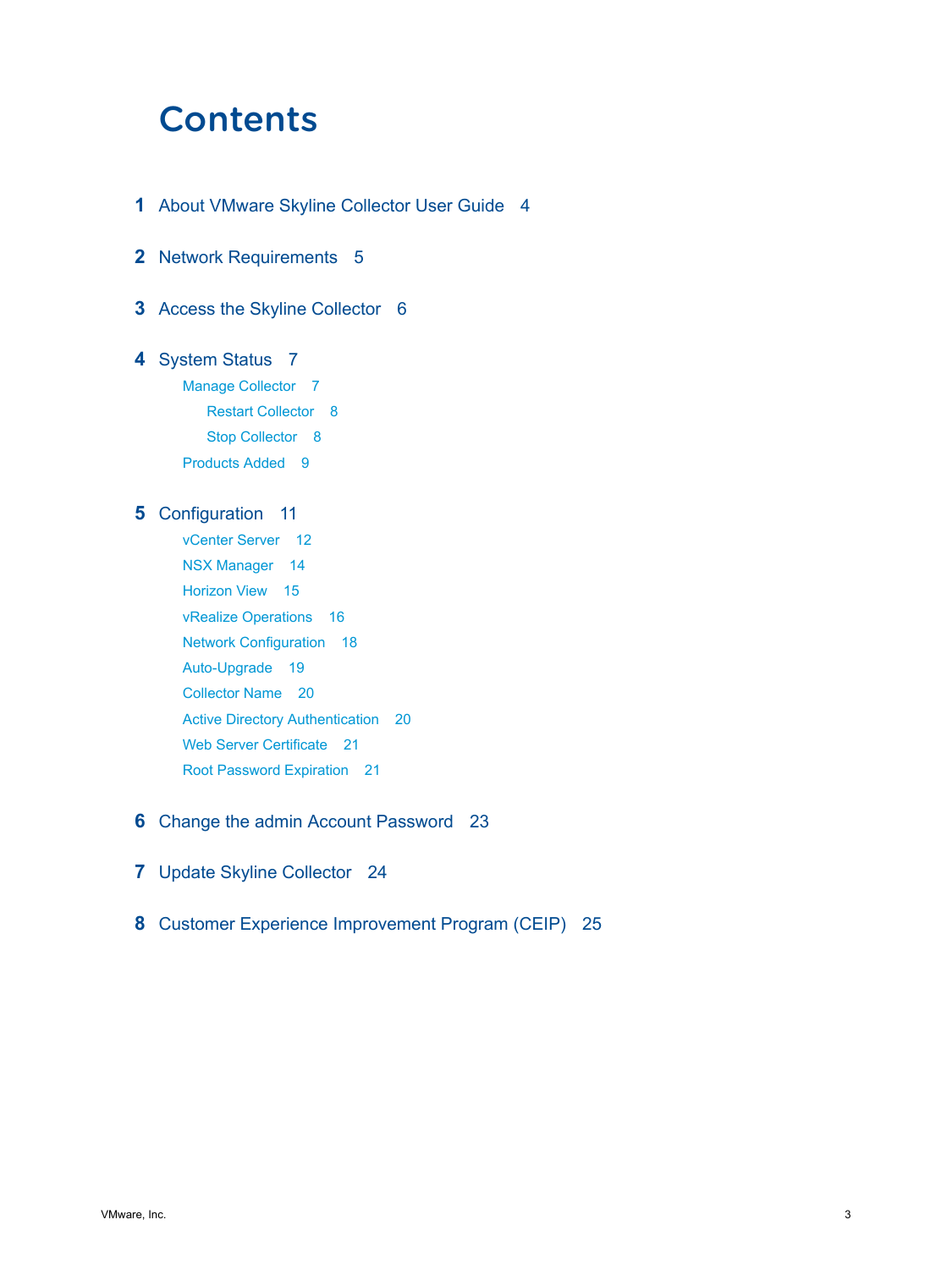# Contents

1 About VMware Skyline Collector User Guide 4

2 Network Requirements 5

3 Access the Skyline Collector 6

4 System Status 7
- Manage Collector 7
  - Restart Collector 8
  - Stop Collector 8
- Products Added 9

5 Configuration 11
- vCenter Server 12
- NSX Manager 14
- Horizon View 15
- vRealize Operations 16
- Network Configuration 18
- Auto-Upgrade 19
- Collector Name 20
- Active Directory Authentication 20
- Web Server Certificate 21
- Root Password Expiration 21

6 Change the admin Account Password 23

7 Update Skyline Collector 24

8 Customer Experience Improvement Program (CEIP) 25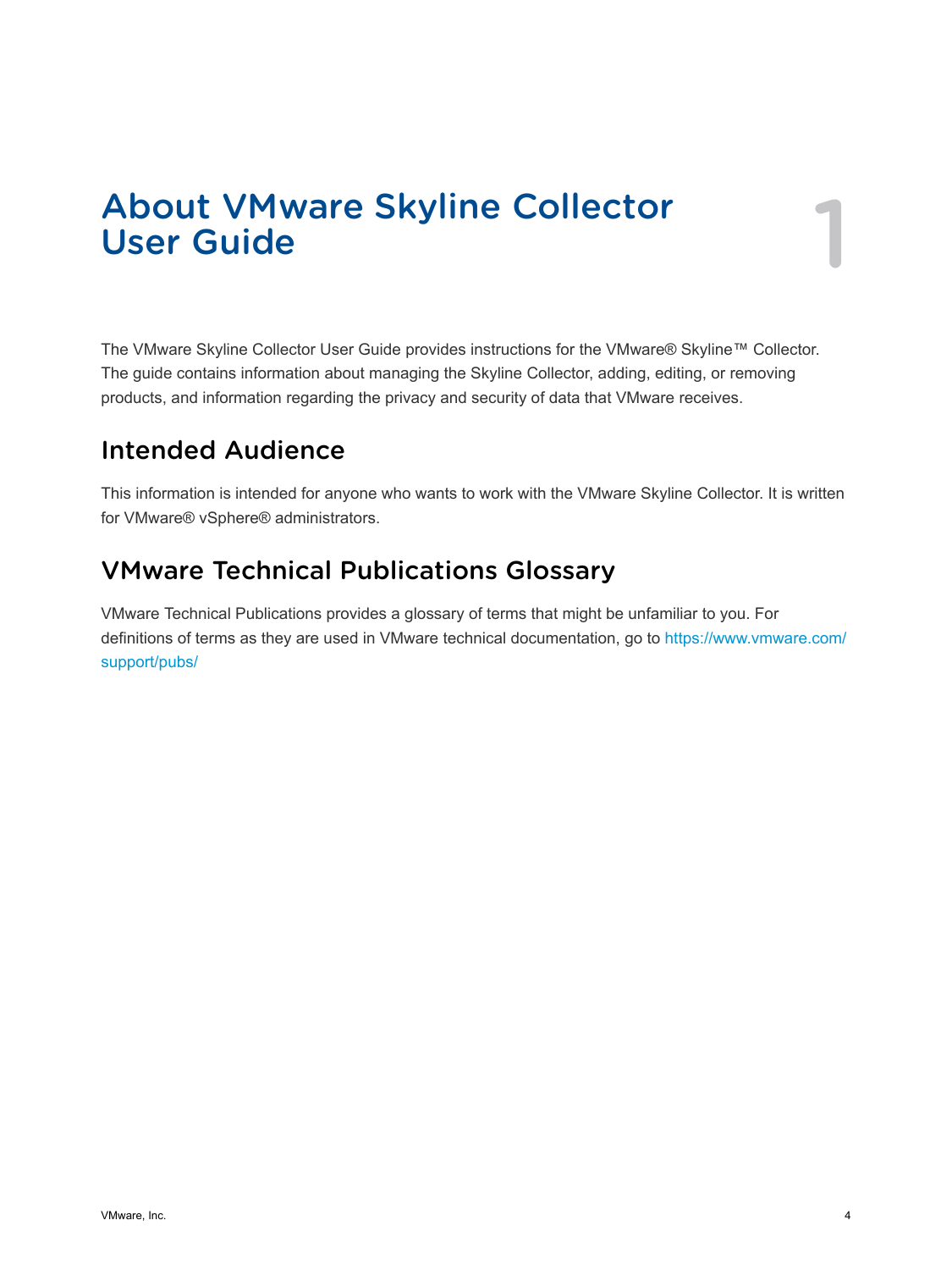# About VMware Skyline Collector User Guide

The VMware Skyline Collector User Guide provides instructions for the VMware® Skyline™ Collector. The guide contains information about managing the Skyline Collector, adding, editing, or removing products, and information regarding the privacy and security of data that VMware receives.

## Intended Audience

This information is intended for anyone who wants to work with the VMware Skyline Collector. It is written for VMware® vSphere® administrators.

## VMware Technical Publications Glossary

VMware Technical Publications provides a glossary of terms that might be unfamiliar to you. For definitions of terms as they are used in VMware technical documentation, go to https://www.vmware.com/support/pubs/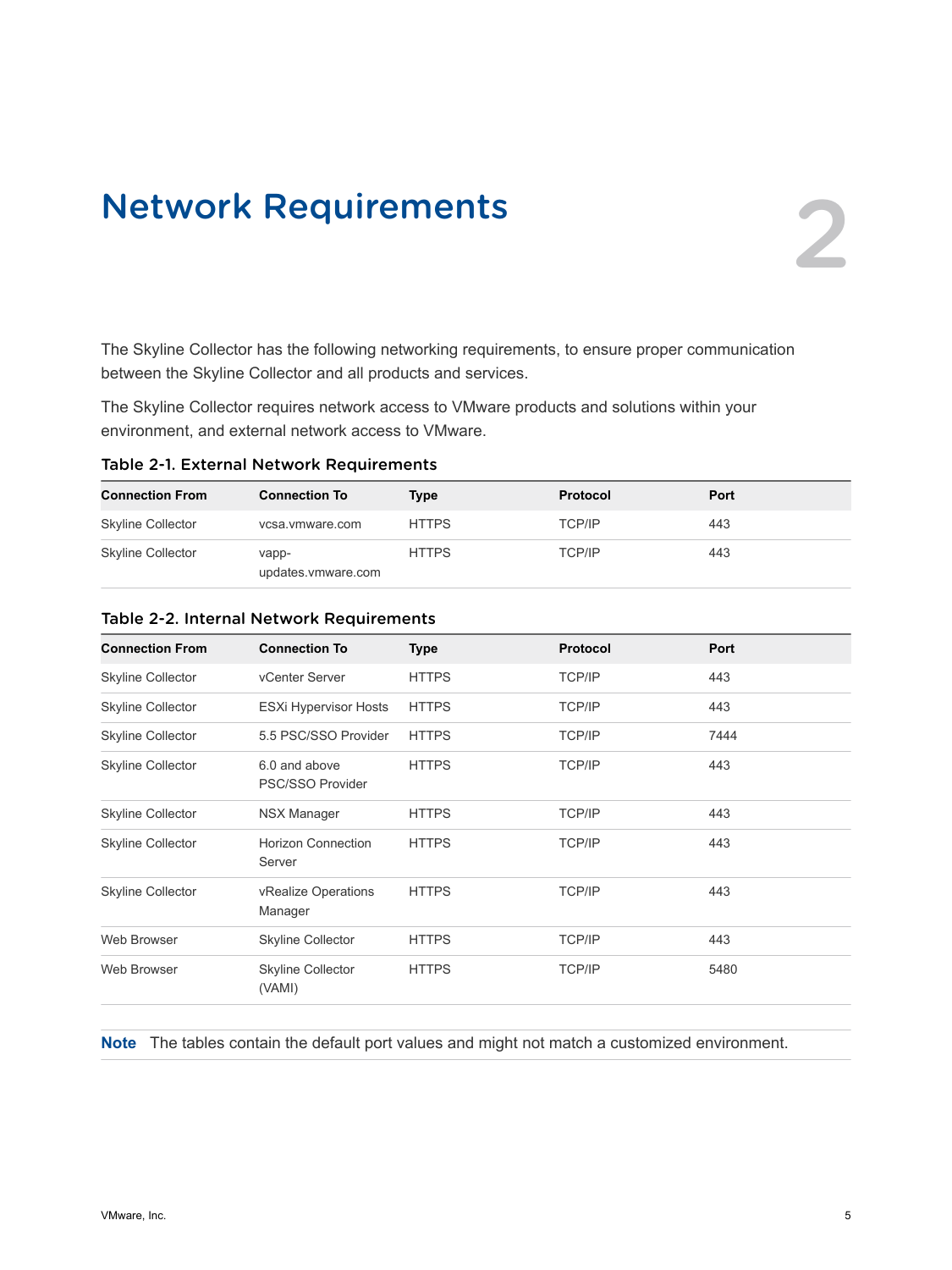# 2 Network Requirements

The Skyline Collector has the following networking requirements, to ensure proper communication between the Skyline Collector and all products and services.

The Skyline Collector requires network access to VMware products and solutions within your environment, and external network access to VMware.

### Table 2-1. External Network Requirements

| Connection From | Connection To | Type | Protocol | Port |
| --- | --- | --- | --- | --- |
| Skyline Collector | vcsa.vmware.com | HTTPS | TCP/IP | 443 |
| Skyline Collector | vapp-updates.vmware.com | HTTPS | TCP/IP | 443 |

### Table 2-2. Internal Network Requirements

| Connection From | Connection To | Type | Protocol | Port |
| --- | --- | --- | --- | --- |
| Skyline Collector | vCenter Server | HTTPS | TCP/IP | 443 |
| Skyline Collector | ESXi Hypervisor Hosts | HTTPS | TCP/IP | 443 |
| Skyline Collector | 5.5 PSC/SSO Provider | HTTPS | TCP/IP | 7444 |
| Skyline Collector | 6.0 and above PSC/SSO Provider | HTTPS | TCP/IP | 443 |
| Skyline Collector | NSX Manager | HTTPS | TCP/IP | 443 |
| Skyline Collector | Horizon Connection Server | HTTPS | TCP/IP | 443 |
| Skyline Collector | vRealize Operations Manager | HTTPS | TCP/IP | 443 |
| Web Browser | Skyline Collector | HTTPS | TCP/IP | 443 |
| Web Browser | Skyline Collector (VAMI) | HTTPS | TCP/IP | 5480 |

**Note** The tables contain the default port values and might not match a customized environment.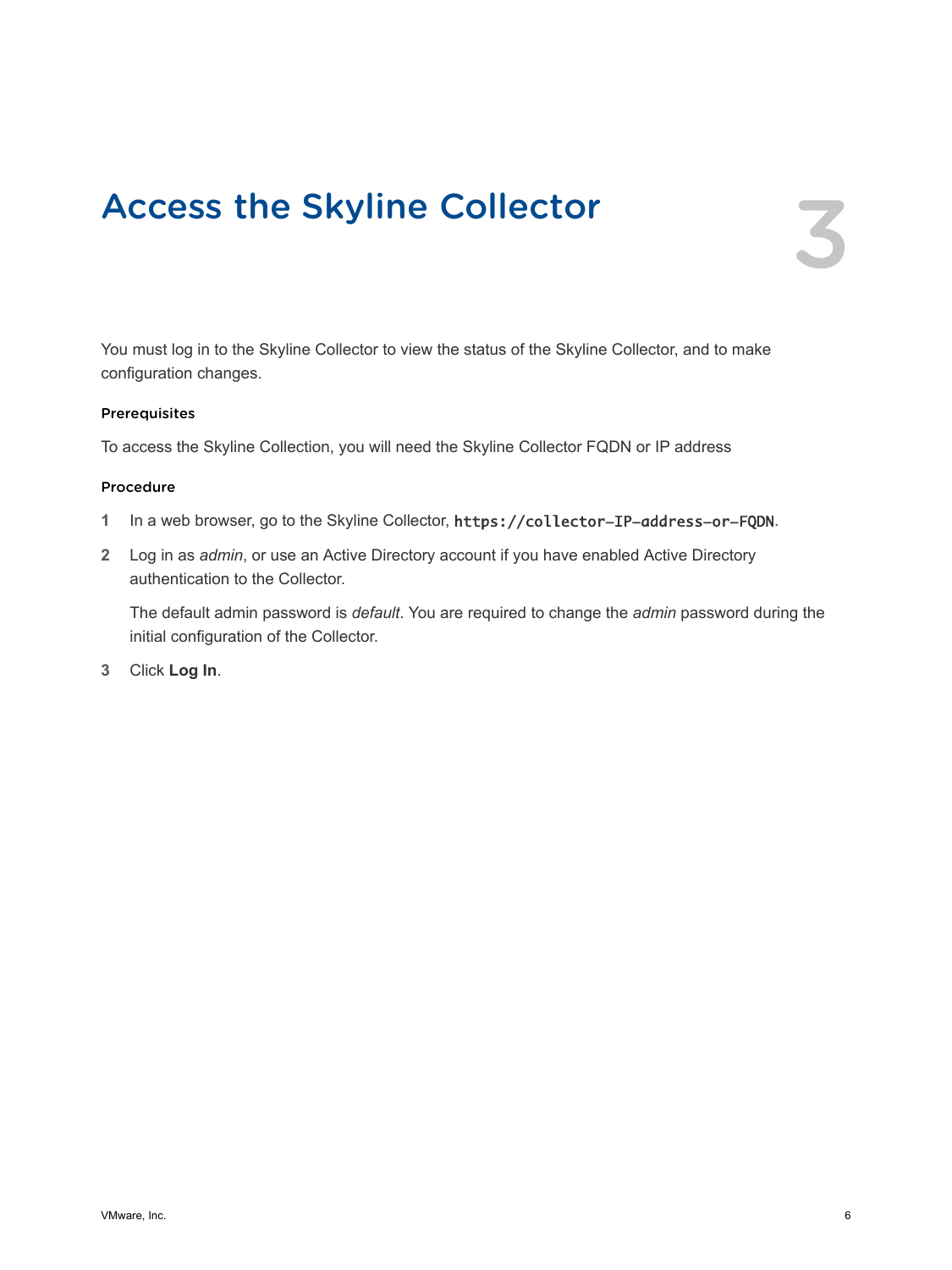# Access the Skyline Collector

You must log in to the Skyline Collector to view the status of the Skyline Collector, and to make configuration changes.

### Prerequisites

To access the Skyline Collection, you will need the Skyline Collector FQDN or IP address

### Procedure

1. In a web browser, go to the Skyline Collector, `https://collector-IP-address-or-FQDN`.
2. Log in as *admin*, or use an Active Directory account if you have enabled Active Directory authentication to the Collector.

   The default admin password is *default*. You are required to change the *admin* password during the initial configuration of the Collector.
3. Click **Log In**.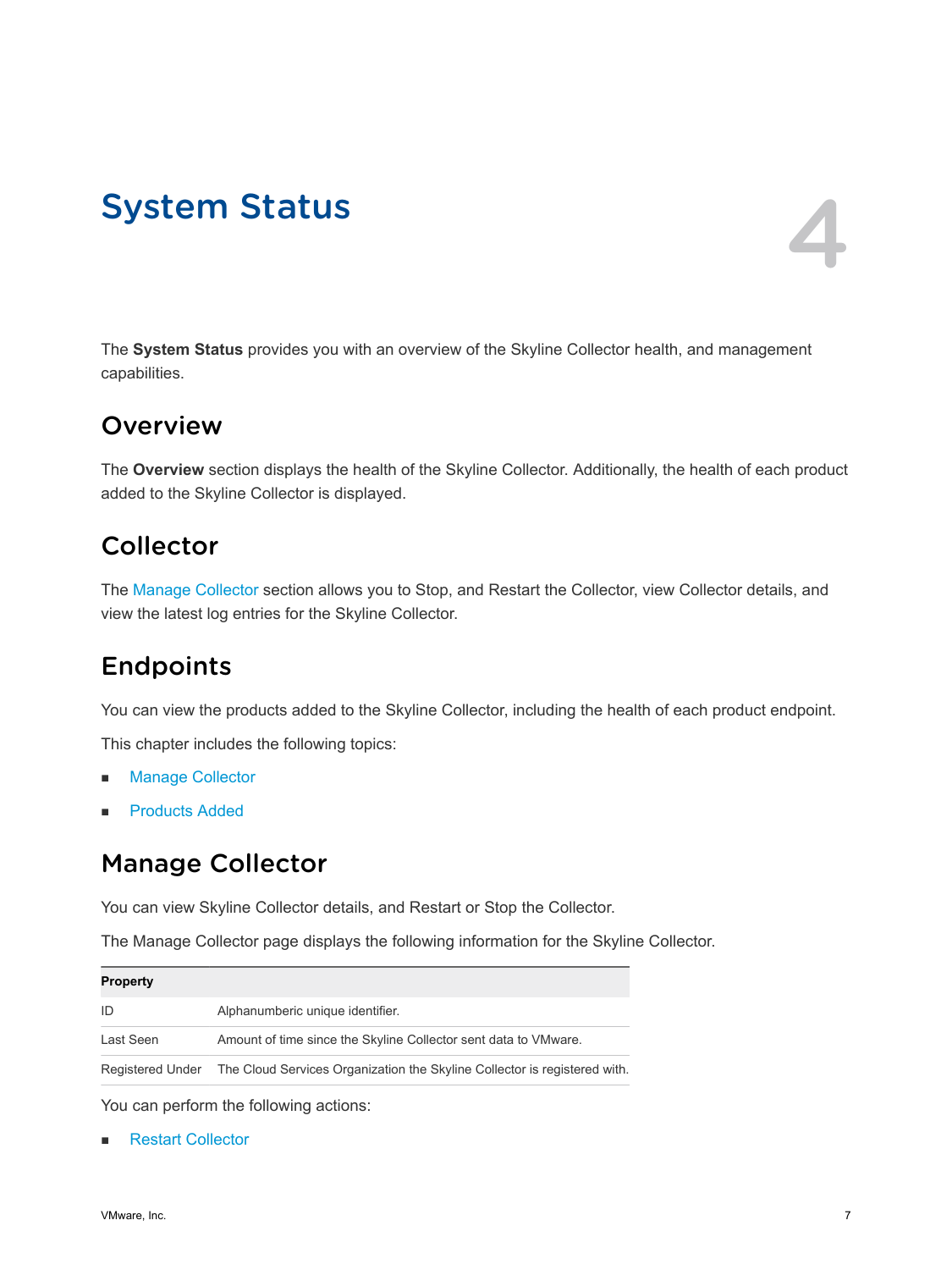# System Status

4

The **System Status** provides you with an overview of the Skyline Collector health, and management capabilities.

## Overview

The **Overview** section displays the health of the Skyline Collector. Additionally, the health of each product added to the Skyline Collector is displayed.

## Collector

The Manage Collector section allows you to Stop, and Restart the Collector, view Collector details, and view the latest log entries for the Skyline Collector.

## Endpoints

You can view the products added to the Skyline Collector, including the health of each product endpoint.

This chapter includes the following topics:

- Manage Collector
- Products Added

# Manage Collector

You can view Skyline Collector details, and Restart or Stop the Collector.

The Manage Collector page displays the following information for the Skyline Collector.

| Property | |
|---|---|
| ID | Alphanumberic unique identifier. |
| Last Seen | Amount of time since the Skyline Collector sent data to VMware. |
| Registered Under | The Cloud Services Organization the Skyline Collector is registered with. |

You can perform the following actions:

- Restart Collector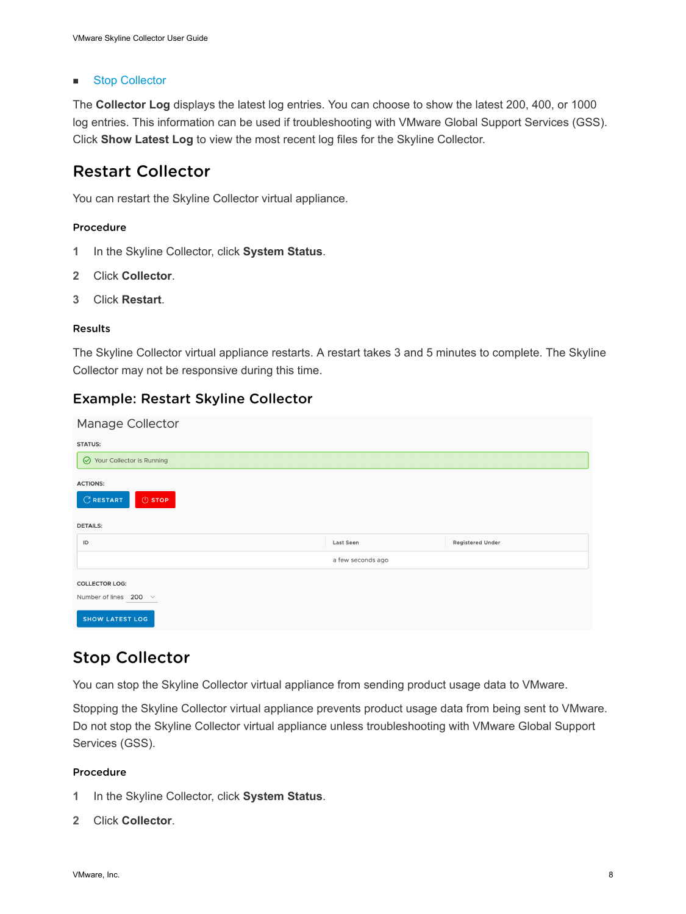- Stop Collector

The **Collector Log** displays the latest log entries. You can choose to show the latest 200, 400, or 1000 log entries. This information can be used if troubleshooting with VMware Global Support Services (GSS). Click **Show Latest Log** to view the most recent log files for the Skyline Collector.

## Restart Collector

You can restart the Skyline Collector virtual appliance.

### Procedure

1. In the Skyline Collector, click **System Status**.
2. Click **Collector**.
3. Click **Restart**.

### Results

The Skyline Collector virtual appliance restarts. A restart takes 3 and 5 minutes to complete. The Skyline Collector may not be responsive during this time.

## Example: Restart Skyline Collector

Manage Collector

STATUS:

Your Collector is Running

ACTIONS:

RESTART STOP

DETAILS:

| ID | Last Seen | Registered Under |
| --- | --- | --- |
| | a few seconds ago | |

COLLECTOR LOG:

Number of lines 200

SHOW LATEST LOG

## Stop Collector

You can stop the Skyline Collector virtual appliance from sending product usage data to VMware.

Stopping the Skyline Collector virtual appliance prevents product usage data from being sent to VMware. Do not stop the Skyline Collector virtual appliance unless troubleshooting with VMware Global Support Services (GSS).

### Procedure

1. In the Skyline Collector, click **System Status**.
2. Click **Collector**.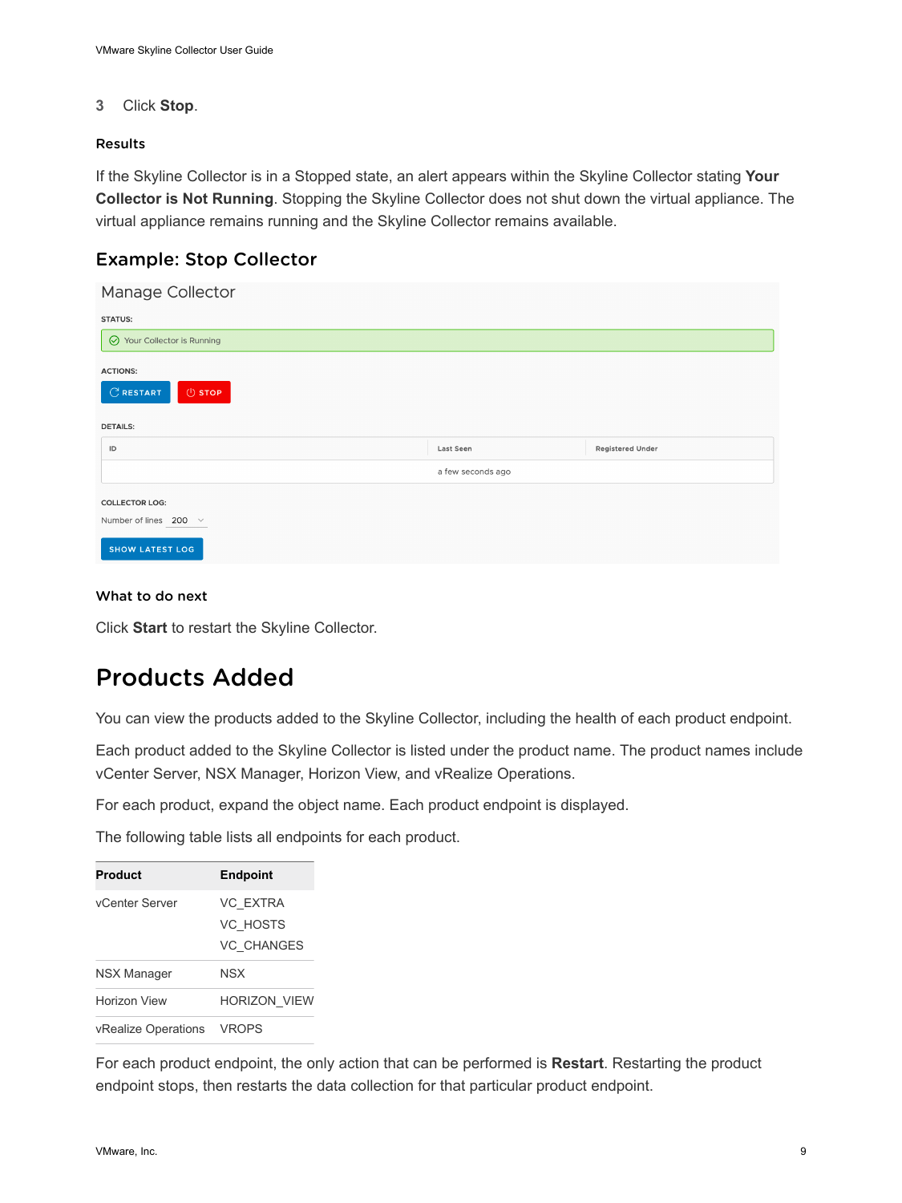3 Click **Stop**.

#### Results

If the Skyline Collector is in a Stopped state, an alert appears within the Skyline Collector stating **Your Collector is Not Running**. Stopping the Skyline Collector does not shut down the virtual appliance. The virtual appliance remains running and the Skyline Collector remains available.

### Example: Stop Collector

#### What to do next

Click **Start** to restart the Skyline Collector.

# Products Added

You can view the products added to the Skyline Collector, including the health of each product endpoint.

Each product added to the Skyline Collector is listed under the product name. The product names include vCenter Server, NSX Manager, Horizon View, and vRealize Operations.

For each product, expand the object name. Each product endpoint is displayed.

The following table lists all endpoints for each product.

| Product | Endpoint |
| --- | --- |
| vCenter Server | VC_EXTRA<br>VC_HOSTS<br>VC_CHANGES |
| NSX Manager | NSX |
| Horizon View | HORIZON_VIEW |
| vRealize Operations | VROPS |

For each product endpoint, the only action that can be performed is **Restart**. Restarting the product endpoint stops, then restarts the data collection for that particular product endpoint.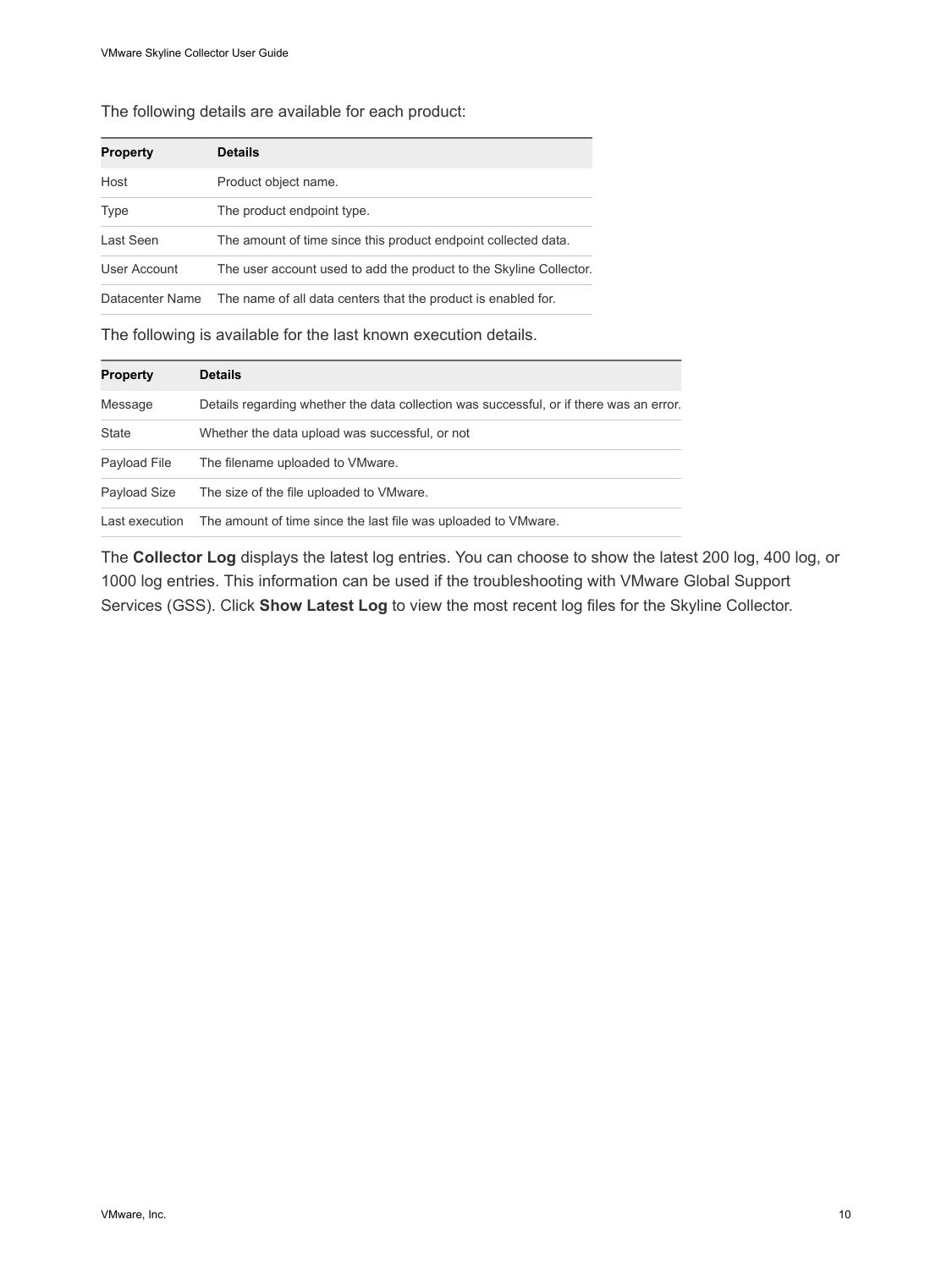The following details are available for each product:

| Property | Details |
| --- | --- |
| Host | Product object name. |
| Type | The product endpoint type. |
| Last Seen | The amount of time since this product endpoint collected data. |
| User Account | The user account used to add the product to the Skyline Collector. |
| Datacenter Name | The name of all data centers that the product is enabled for. |

The following is available for the last known execution details.

| Property | Details |
| --- | --- |
| Message | Details regarding whether the data collection was successful, or if there was an error. |
| State | Whether the data upload was successful, or not |
| Payload File | The filename uploaded to VMware. |
| Payload Size | The size of the file uploaded to VMware. |
| Last execution | The amount of time since the last file was uploaded to VMware. |

The **Collector Log** displays the latest log entries. You can choose to show the latest 200 log, 400 log, or 1000 log entries. This information can be used if the troubleshooting with VMware Global Support Services (GSS). Click **Show Latest Log** to view the most recent log files for the Skyline Collector.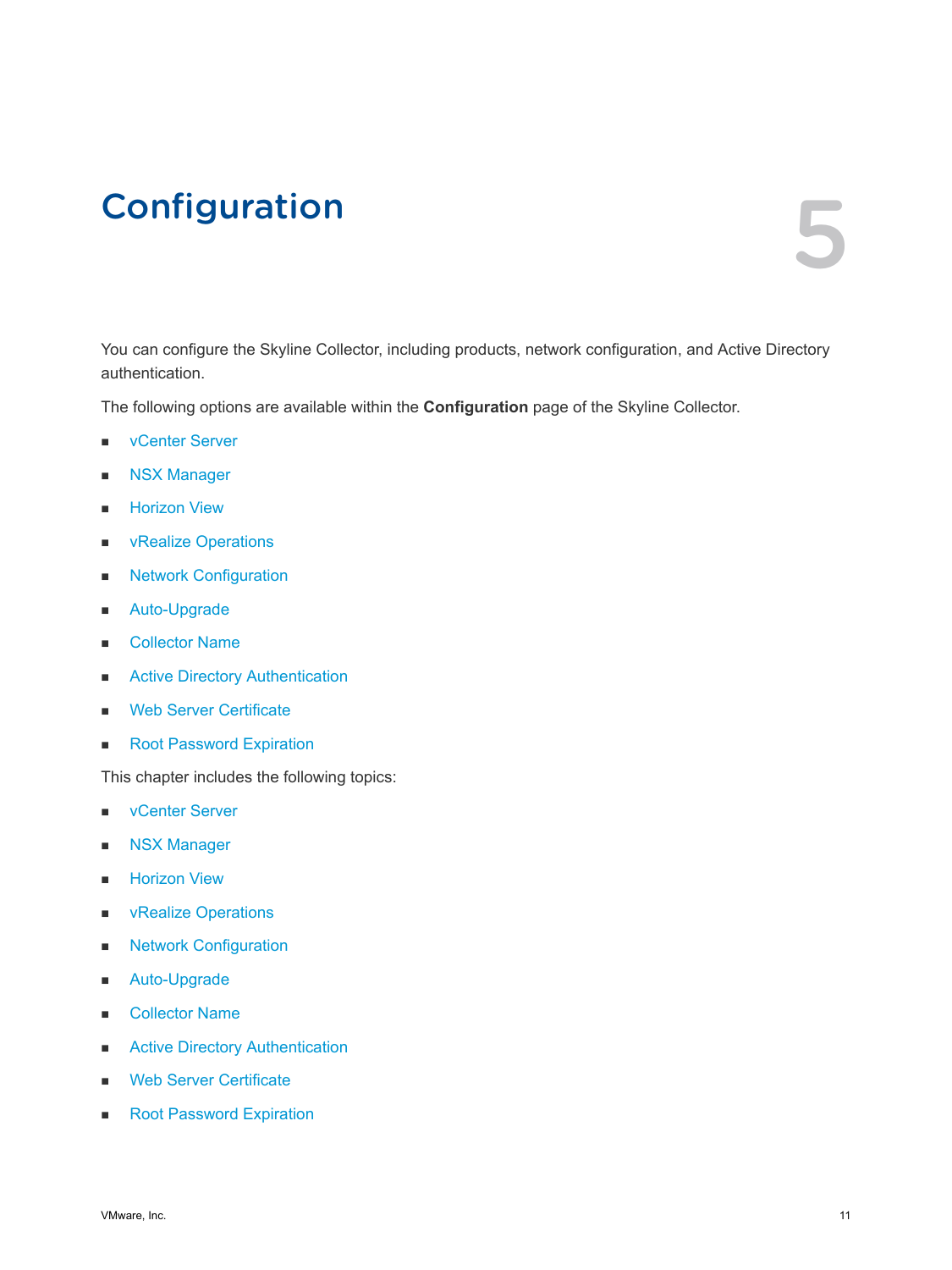# Configuration

You can configure the Skyline Collector, including products, network configuration, and Active Directory authentication.

The following options are available within the **Configuration** page of the Skyline Collector.

- vCenter Server
- NSX Manager
- Horizon View
- vRealize Operations
- Network Configuration
- Auto-Upgrade
- Collector Name
- Active Directory Authentication
- Web Server Certificate
- Root Password Expiration

This chapter includes the following topics:

- vCenter Server
- NSX Manager
- Horizon View
- vRealize Operations
- Network Configuration
- Auto-Upgrade
- Collector Name
- Active Directory Authentication
- Web Server Certificate
- Root Password Expiration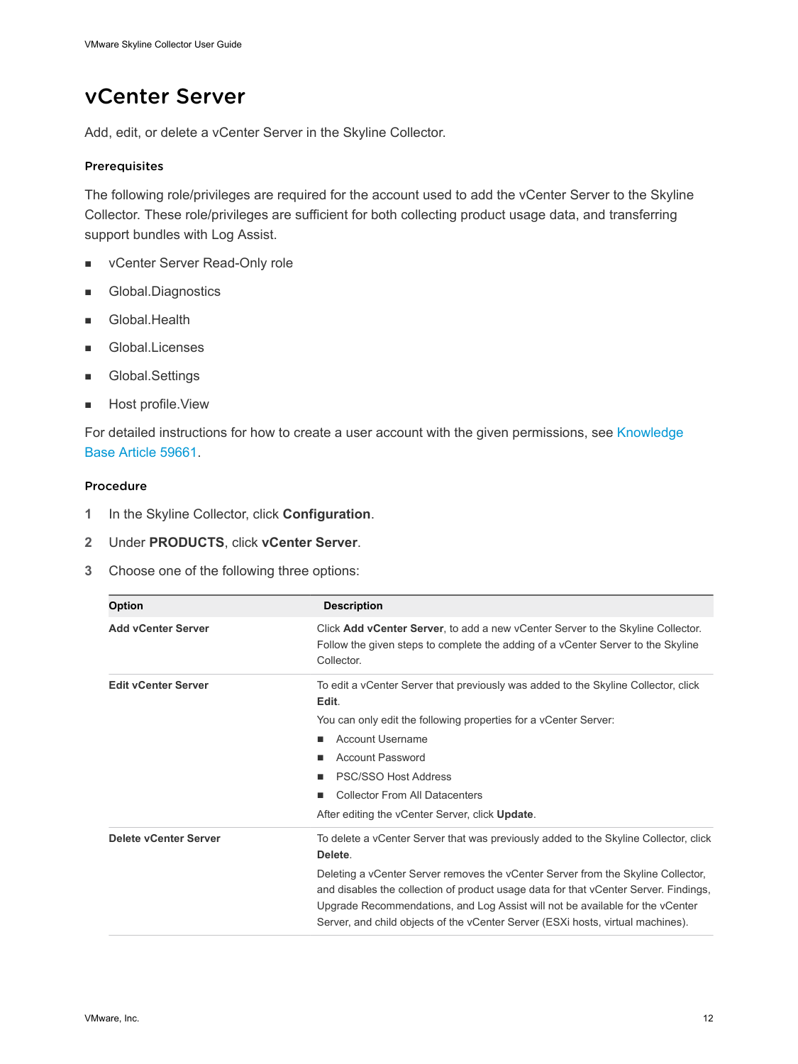# vCenter Server

Add, edit, or delete a vCenter Server in the Skyline Collector.

### Prerequisites

The following role/privileges are required for the account used to add the vCenter Server to the Skyline Collector. These role/privileges are sufficient for both collecting product usage data, and transferring support bundles with Log Assist.

- vCenter Server Read-Only role
- Global.Diagnostics
- Global.Health
- Global.Licenses
- Global.Settings
- Host profile.View

For detailed instructions for how to create a user account with the given permissions, see Knowledge Base Article 59661.

### Procedure

1. In the Skyline Collector, click **Configuration**.
2. Under **PRODUCTS**, click **vCenter Server**.
3. Choose one of the following three options:

| Option | Description |
| --- | --- |
| **Add vCenter Server** | Click **Add vCenter Server**, to add a new vCenter Server to the Skyline Collector. Follow the given steps to complete the adding of a vCenter Server to the Skyline Collector. |
| **Edit vCenter Server** | To edit a vCenter Server that previously was added to the Skyline Collector, click **Edit**. You can only edit the following properties for a vCenter Server: <br>■ Account Username <br>■ Account Password <br>■ PSC/SSO Host Address <br>■ Collector From All Datacenters <br>After editing the vCenter Server, click **Update**. |
| **Delete vCenter Server** | To delete a vCenter Server that was previously added to the Skyline Collector, click **Delete**. Deleting a vCenter Server removes the vCenter Server from the Skyline Collector, and disables the collection of product usage data for that vCenter Server. Findings, Upgrade Recommendations, and Log Assist will not be available for the vCenter Server, and child objects of the vCenter Server (ESXi hosts, virtual machines). |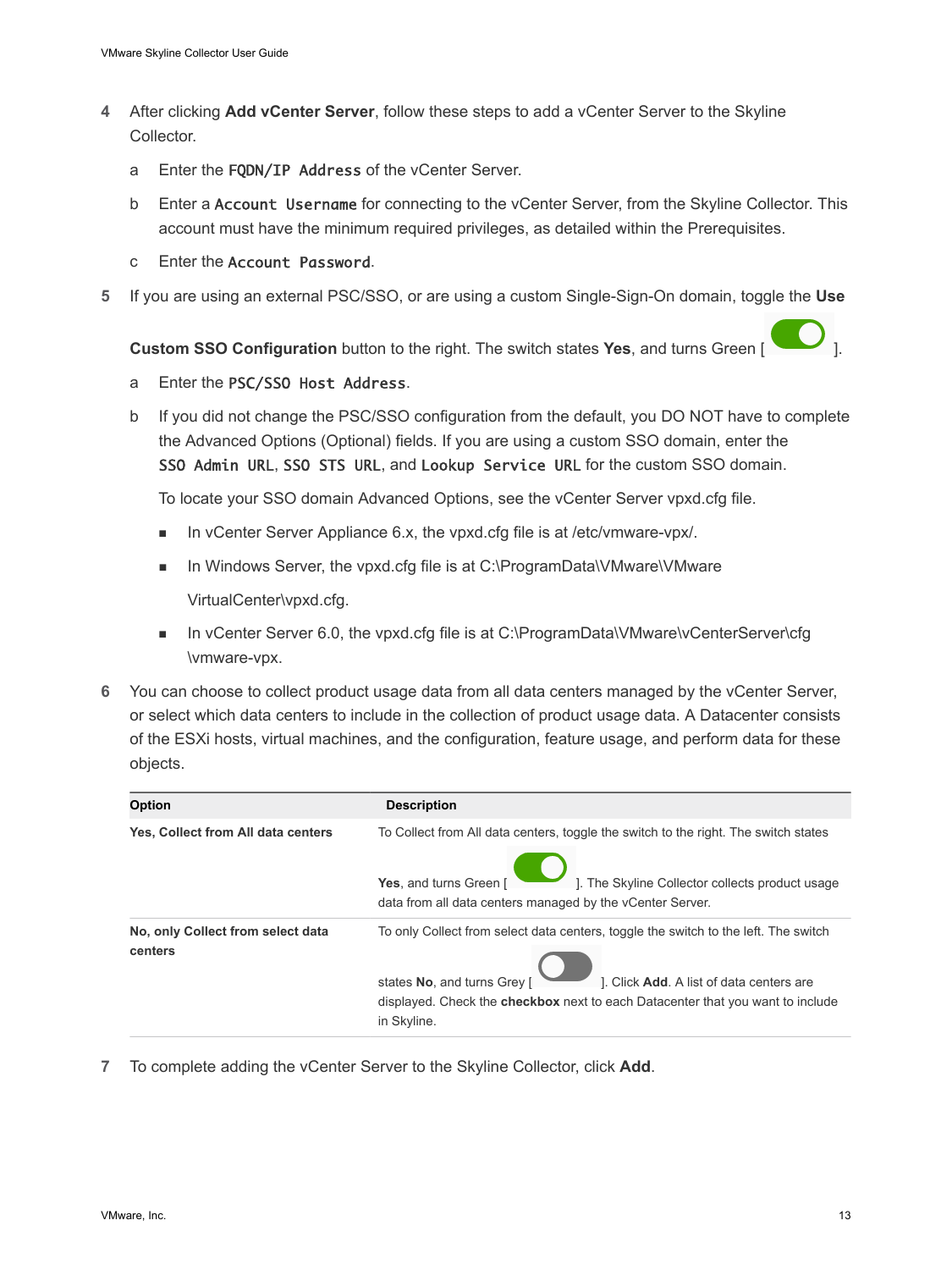4 After clicking **Add vCenter Server**, follow these steps to add a vCenter Server to the Skyline Collector.

   a Enter the `FQDN/IP Address` of the vCenter Server.

   b Enter a `Account Username` for connecting to the vCenter Server, from the Skyline Collector. This account must have the minimum required privileges, as detailed within the Prerequisites.

   c Enter the `Account Password`.

5 If you are using an external PSC/SSO, or are using a custom Single-Sign-On domain, toggle the **Use Custom SSO Configuration** button to the right. The switch states **Yes**, and turns Green [ ].

   a Enter the `PSC/SSO Host Address`.

   b If you did not change the PSC/SSO configuration from the default, you DO NOT have to complete the Advanced Options (Optional) fields. If you are using a custom SSO domain, enter the `SSO Admin URL`, `SSO STS URL`, and `Lookup Service URL` for the custom SSO domain.

   To locate your SSO domain Advanced Options, see the vCenter Server vpxd.cfg file.

   - In vCenter Server Appliance 6.x, the vpxd.cfg file is at /etc/vmware-vpx/.
   - In Windows Server, the vpxd.cfg file is at C:\ProgramData\VMware\VMware VirtualCenter\vpxd.cfg.
   - In vCenter Server 6.0, the vpxd.cfg file is at C:\ProgramData\VMware\vCenterServer\cfg\vmware-vpx.

6 You can choose to collect product usage data from all data centers managed by the vCenter Server, or select which data centers to include in the collection of product usage data. A Datacenter consists of the ESXi hosts, virtual machines, and the configuration, feature usage, and perform data for these objects.

| Option | Description |
| --- | --- |
| **Yes, Collect from All data centers** | To Collect from All data centers, toggle the switch to the right. The switch states **Yes**, and turns Green [ ]. The Skyline Collector collects product usage data from all data centers managed by the vCenter Server. |
| **No, only Collect from select data centers** | To only Collect from select data centers, toggle the switch to the left. The switch states **No**, and turns Grey [ ]. Click **Add**. A list of data centers are displayed. Check the **checkbox** next to each Datacenter that you want to include in Skyline. |

7 To complete adding the vCenter Server to the Skyline Collector, click **Add**.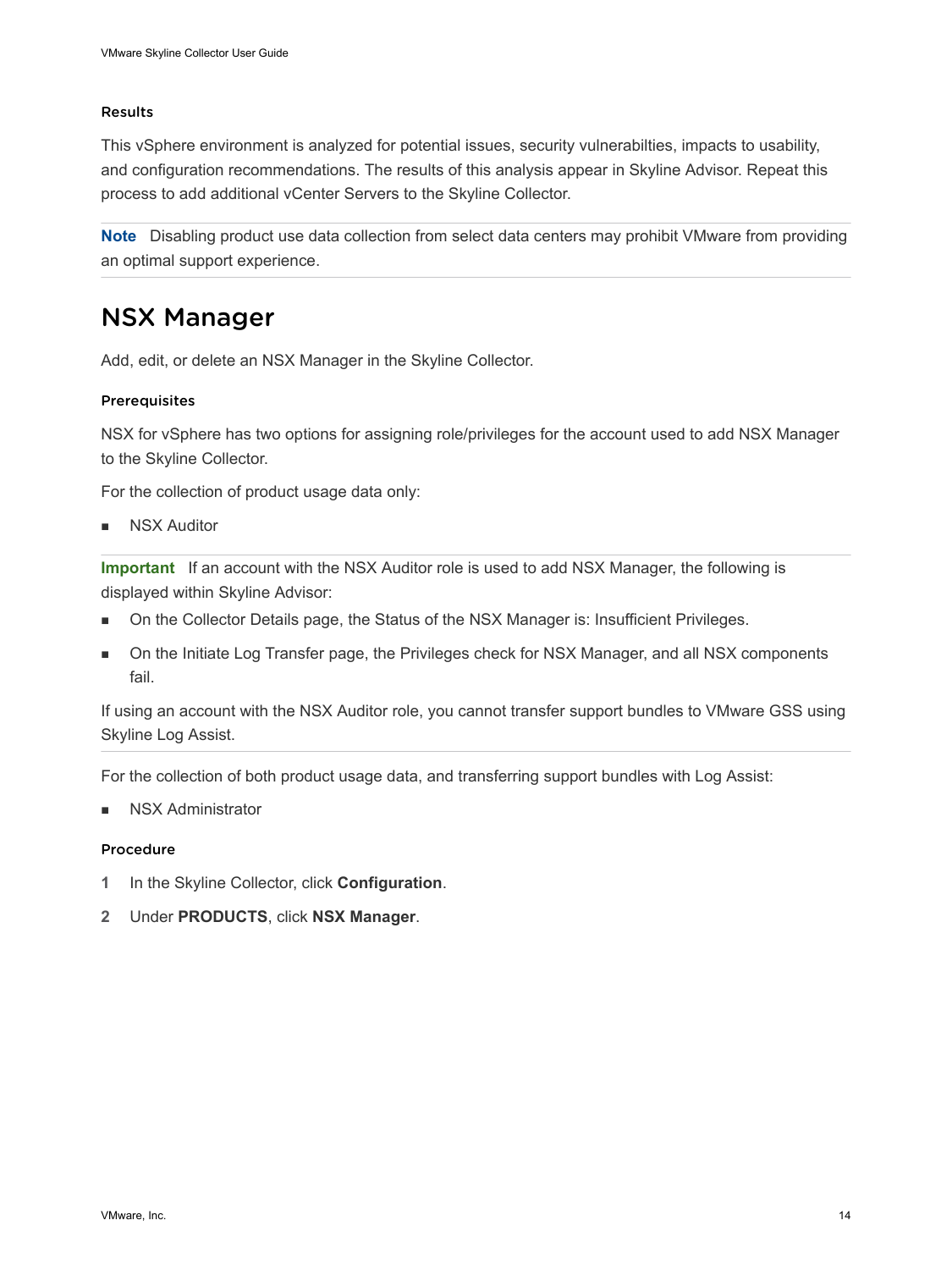### Results

This vSphere environment is analyzed for potential issues, security vulnerabilties, impacts to usability, and configuration recommendations. The results of this analysis appear in Skyline Advisor. Repeat this process to add additional vCenter Servers to the Skyline Collector.

**Note** Disabling product use data collection from select data centers may prohibit VMware from providing an optimal support experience.

## NSX Manager

Add, edit, or delete an NSX Manager in the Skyline Collector.

### Prerequisites

NSX for vSphere has two options for assigning role/privileges for the account used to add NSX Manager to the Skyline Collector.

For the collection of product usage data only:

- NSX Auditor

**Important** If an account with the NSX Auditor role is used to add NSX Manager, the following is displayed within Skyline Advisor:

- On the Collector Details page, the Status of the NSX Manager is: Insufficient Privileges.
- On the Initiate Log Transfer page, the Privileges check for NSX Manager, and all NSX components fail.

If using an account with the NSX Auditor role, you cannot transfer support bundles to VMware GSS using Skyline Log Assist.

For the collection of both product usage data, and transferring support bundles with Log Assist:

- NSX Administrator

### Procedure

1. In the Skyline Collector, click **Configuration**.
2. Under **PRODUCTS**, click **NSX Manager**.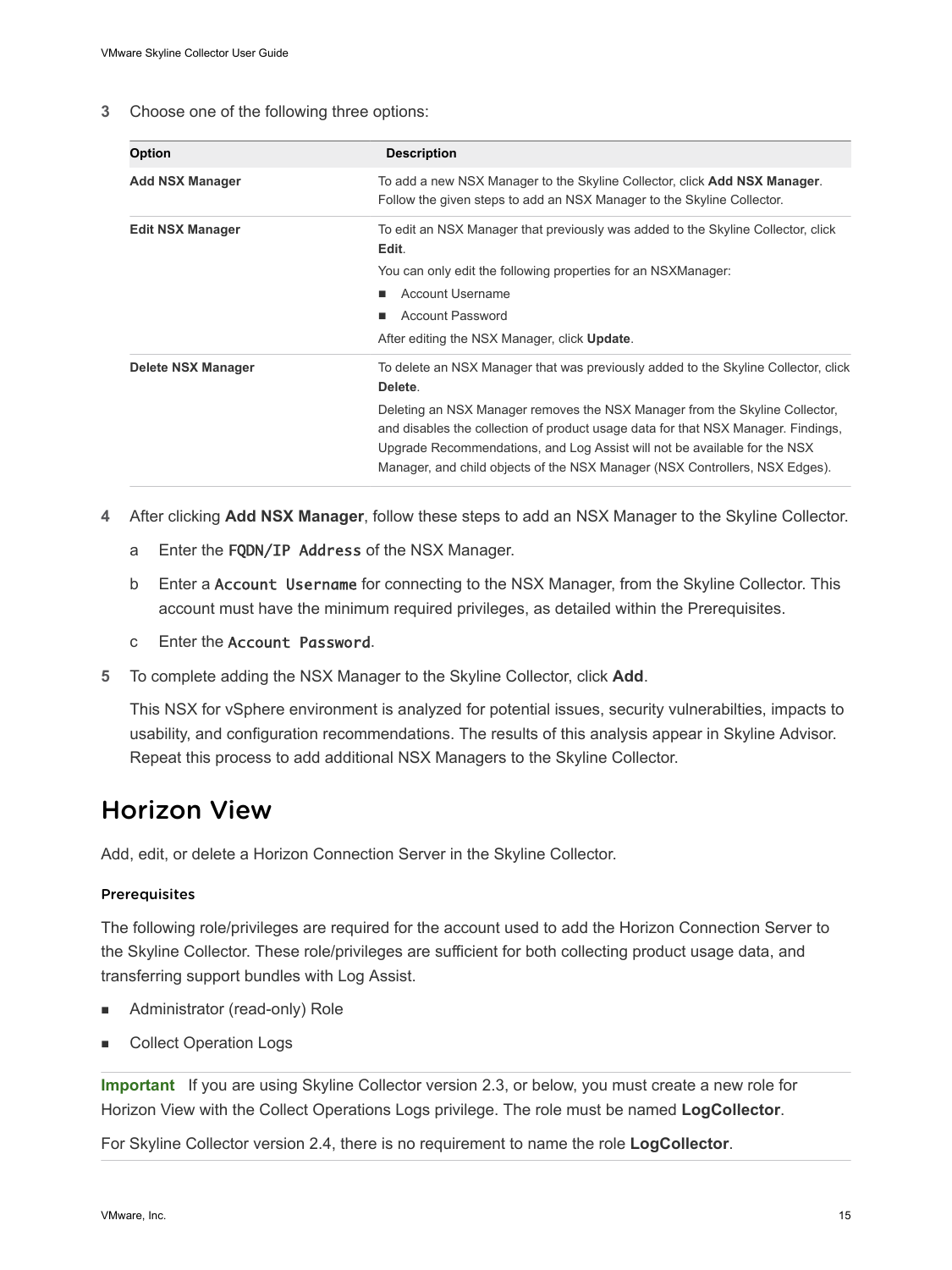3 Choose one of the following three options:

| Option | Description |
| --- | --- |
| **Add NSX Manager** | To add a new NSX Manager to the Skyline Collector, click **Add NSX Manager**. Follow the given steps to add an NSX Manager to the Skyline Collector. |
| **Edit NSX Manager** | To edit an NSX Manager that previously was added to the Skyline Collector, click **Edit**.<br>You can only edit the following properties for an NSXManager:<br>■ Account Username<br>■ Account Password<br>After editing the NSX Manager, click **Update**. |
| **Delete NSX Manager** | To delete an NSX Manager that was previously added to the Skyline Collector, click **Delete**.<br>Deleting an NSX Manager removes the NSX Manager from the Skyline Collector, and disables the collection of product usage data for that NSX Manager. Findings, Upgrade Recommendations, and Log Assist will not be available for the NSX Manager, and child objects of the NSX Manager (NSX Controllers, NSX Edges). |

4 After clicking **Add NSX Manager**, follow these steps to add an NSX Manager to the Skyline Collector.

   a Enter the `FQDN/IP Address` of the NSX Manager.

   b Enter a `Account Username` for connecting to the NSX Manager, from the Skyline Collector. This account must have the minimum required privileges, as detailed within the Prerequisites.

   c Enter the `Account Password`.

5 To complete adding the NSX Manager to the Skyline Collector, click **Add**.

   This NSX for vSphere environment is analyzed for potential issues, security vulnerabilties, impacts to usability, and configuration recommendations. The results of this analysis appear in Skyline Advisor. Repeat this process to add additional NSX Managers to the Skyline Collector.

# Horizon View

Add, edit, or delete a Horizon Connection Server in the Skyline Collector.

### Prerequisites

The following role/privileges are required for the account used to add the Horizon Connection Server to the Skyline Collector. These role/privileges are sufficient for both collecting product usage data, and transferring support bundles with Log Assist.

- Administrator (read-only) Role
- Collect Operation Logs

**Important** If you are using Skyline Collector version 2.3, or below, you must create a new role for Horizon View with the Collect Operations Logs privilege. The role must be named **LogCollector**.

For Skyline Collector version 2.4, there is no requirement to name the role **LogCollector**.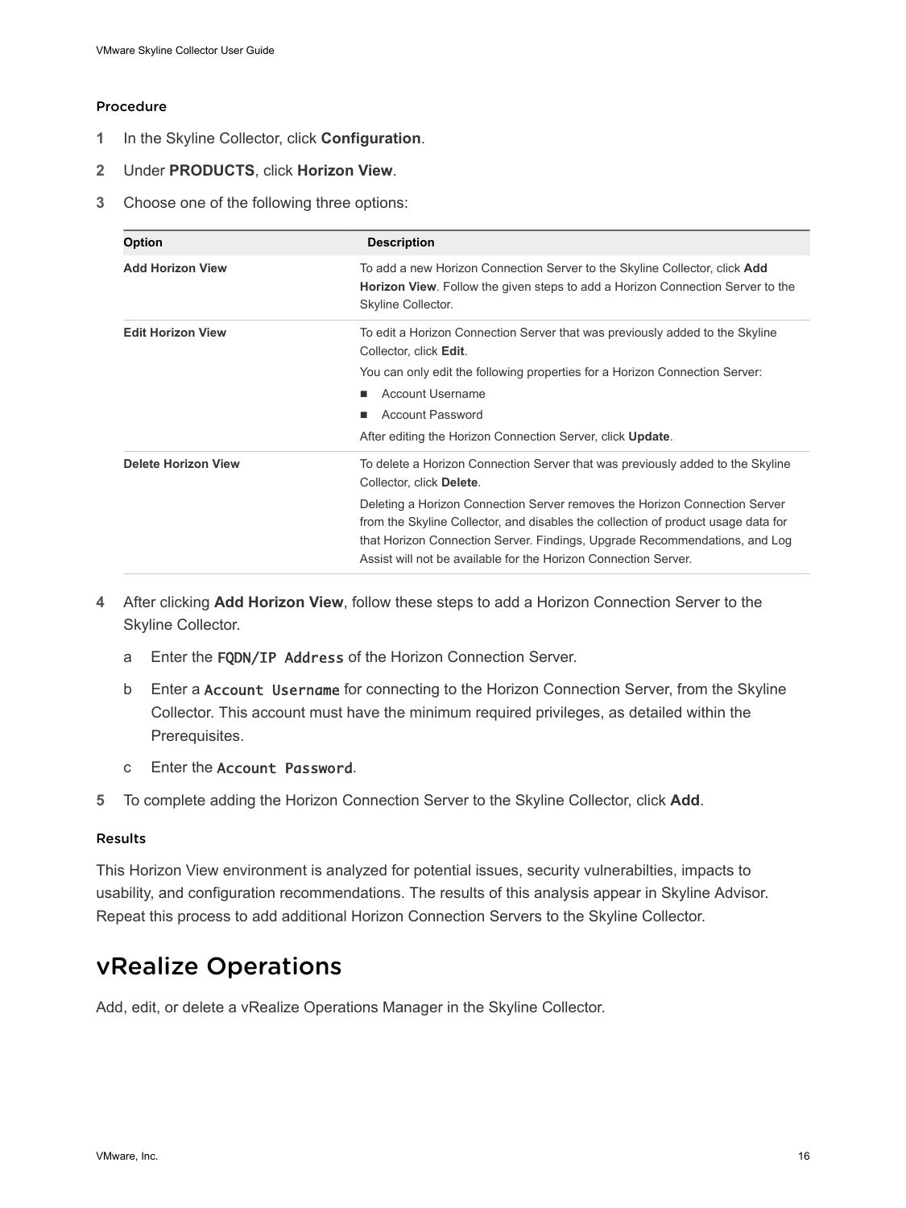#### Procedure

1. In the Skyline Collector, click **Configuration**.
2. Under **PRODUCTS**, click **Horizon View**.
3. Choose one of the following three options:

| Option | Description |
| --- | --- |
| **Add Horizon View** | To add a new Horizon Connection Server to the Skyline Collector, click **Add Horizon View**. Follow the given steps to add a Horizon Connection Server to the Skyline Collector. |
| **Edit Horizon View** | To edit a Horizon Connection Server that was previously added to the Skyline Collector, click **Edit**.<br>You can only edit the following properties for a Horizon Connection Server:<br>■ Account Username<br>■ Account Password<br>After editing the Horizon Connection Server, click **Update**. |
| **Delete Horizon View** | To delete a Horizon Connection Server that was previously added to the Skyline Collector, click **Delete**.<br>Deleting a Horizon Connection Server removes the Horizon Connection Server from the Skyline Collector, and disables the collection of product usage data for that Horizon Connection Server. Findings, Upgrade Recommendations, and Log Assist will not be available for the Horizon Connection Server. |

4. After clicking **Add Horizon View**, follow these steps to add a Horizon Connection Server to the Skyline Collector.
   a. Enter the `FQDN/IP Address` of the Horizon Connection Server.
   b. Enter a `Account Username` for connecting to the Horizon Connection Server, from the Skyline Collector. This account must have the minimum required privileges, as detailed within the Prerequisites.
   c. Enter the `Account Password`.
5. To complete adding the Horizon Connection Server to the Skyline Collector, click **Add**.

#### Results

This Horizon View environment is analyzed for potential issues, security vulnerabilties, impacts to usability, and configuration recommendations. The results of this analysis appear in Skyline Advisor. Repeat this process to add additional Horizon Connection Servers to the Skyline Collector.

## vRealize Operations

Add, edit, or delete a vRealize Operations Manager in the Skyline Collector.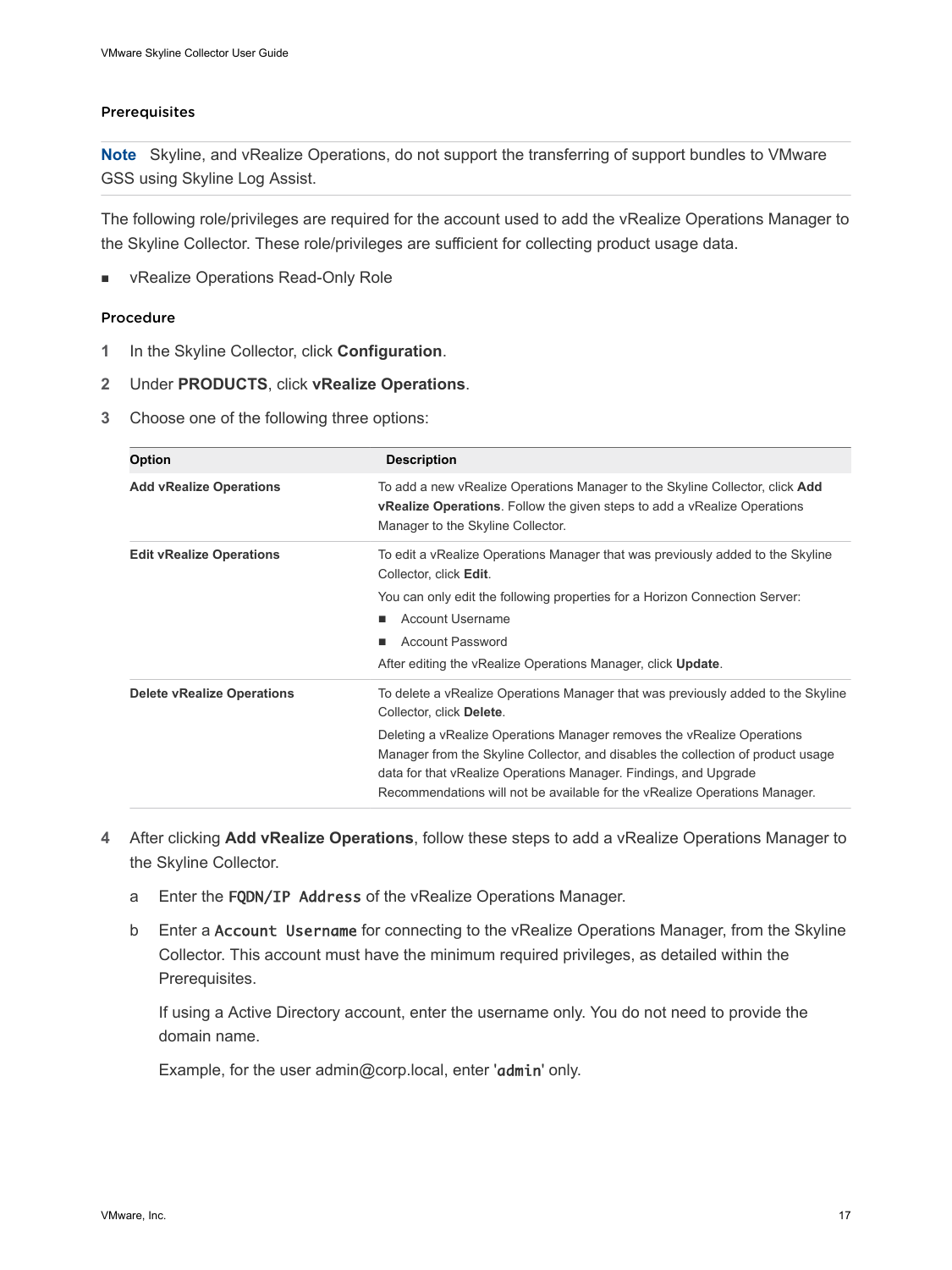#### Prerequisites

**Note** Skyline, and vRealize Operations, do not support the transferring of support bundles to VMware GSS using Skyline Log Assist.

The following role/privileges are required for the account used to add the vRealize Operations Manager to the Skyline Collector. These role/privileges are sufficient for collecting product usage data.

- vRealize Operations Read-Only Role

#### Procedure

1. In the Skyline Collector, click **Configuration**.
2. Under **PRODUCTS**, click **vRealize Operations**.
3. Choose one of the following three options:

| Option | Description |
| --- | --- |
| **Add vRealize Operations** | To add a new vRealize Operations Manager to the Skyline Collector, click **Add vRealize Operations**. Follow the given steps to add a vRealize Operations Manager to the Skyline Collector. |
| **Edit vRealize Operations** | To edit a vRealize Operations Manager that was previously added to the Skyline Collector, click **Edit**.<br>You can only edit the following properties for a Horizon Connection Server:<br>■ Account Username<br>■ Account Password<br>After editing the vRealize Operations Manager, click **Update**. |
| **Delete vRealize Operations** | To delete a vRealize Operations Manager that was previously added to the Skyline Collector, click **Delete**.<br>Deleting a vRealize Operations Manager removes the vRealize Operations Manager from the Skyline Collector, and disables the collection of product usage data for that vRealize Operations Manager. Findings, and Upgrade Recommendations will not be available for the vRealize Operations Manager. |

4. After clicking **Add vRealize Operations**, follow these steps to add a vRealize Operations Manager to the Skyline Collector.

   a. Enter the `FQDN/IP Address` of the vRealize Operations Manager.

   b. Enter a `Account Username` for connecting to the vRealize Operations Manager, from the Skyline Collector. This account must have the minimum required privileges, as detailed within the Prerequisites.

      If using a Active Directory account, enter the username only. You do not need to provide the domain name.

      Example, for the user admin@corp.local, enter '`admin`' only.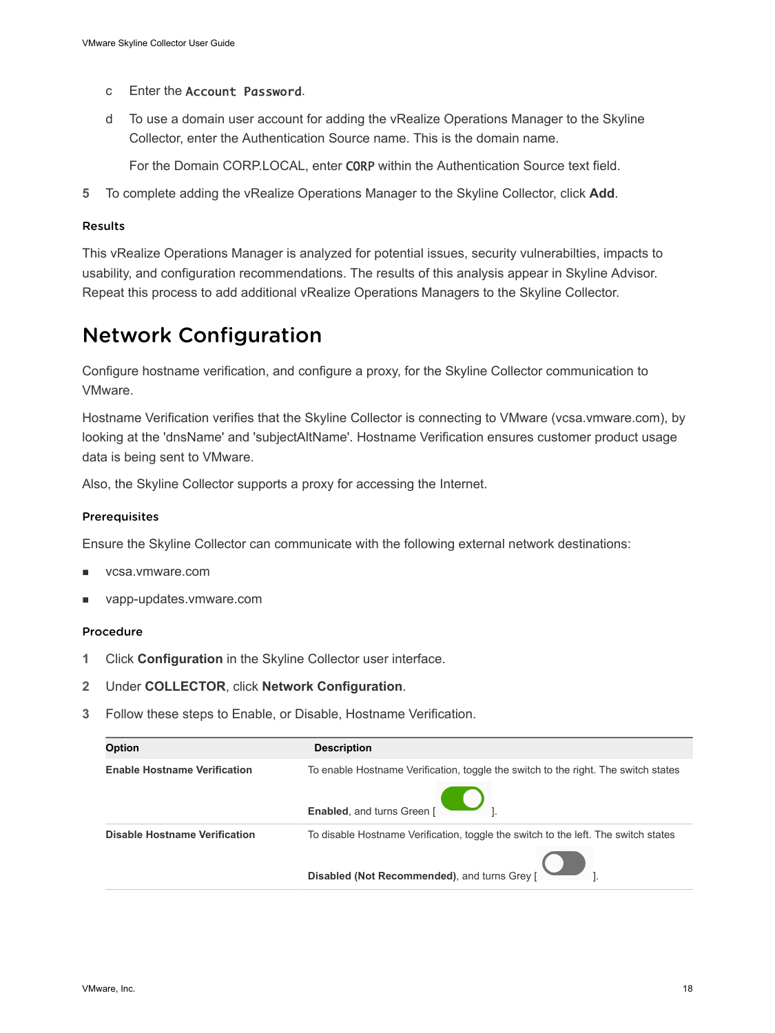c Enter the `Account Password`.

d To use a domain user account for adding the vRealize Operations Manager to the Skyline Collector, enter the Authentication Source name. This is the domain name.

For the Domain CORP.LOCAL, enter `CORP` within the Authentication Source text field.

5 To complete adding the vRealize Operations Manager to the Skyline Collector, click **Add**.

#### Results

This vRealize Operations Manager is analyzed for potential issues, security vulnerabilties, impacts to usability, and configuration recommendations. The results of this analysis appear in Skyline Advisor. Repeat this process to add additional vRealize Operations Managers to the Skyline Collector.

## Network Configuration

Configure hostname verification, and configure a proxy, for the Skyline Collector communication to VMware.

Hostname Verification verifies that the Skyline Collector is connecting to VMware (vcsa.vmware.com), by looking at the 'dnsName' and 'subjectAltName'. Hostname Verification ensures customer product usage data is being sent to VMware.

Also, the Skyline Collector supports a proxy for accessing the Internet.

#### Prerequisites

Ensure the Skyline Collector can communicate with the following external network destinations:

- vcsa.vmware.com
- vapp-updates.vmware.com

#### Procedure

1 Click **Configuration** in the Skyline Collector user interface.

2 Under **COLLECTOR**, click **Network Configuration**.

3 Follow these steps to Enable, or Disable, Hostname Verification.

| Option | Description |
| --- | --- |
| **Enable Hostname Verification** | To enable Hostname Verification, toggle the switch to the right. The switch states **Enabled**, and turns Green [ ]. |
| **Disable Hostname Verification** | To disable Hostname Verification, toggle the switch to the left. The switch states **Disabled (Not Recommended)**, and turns Grey [ ]. |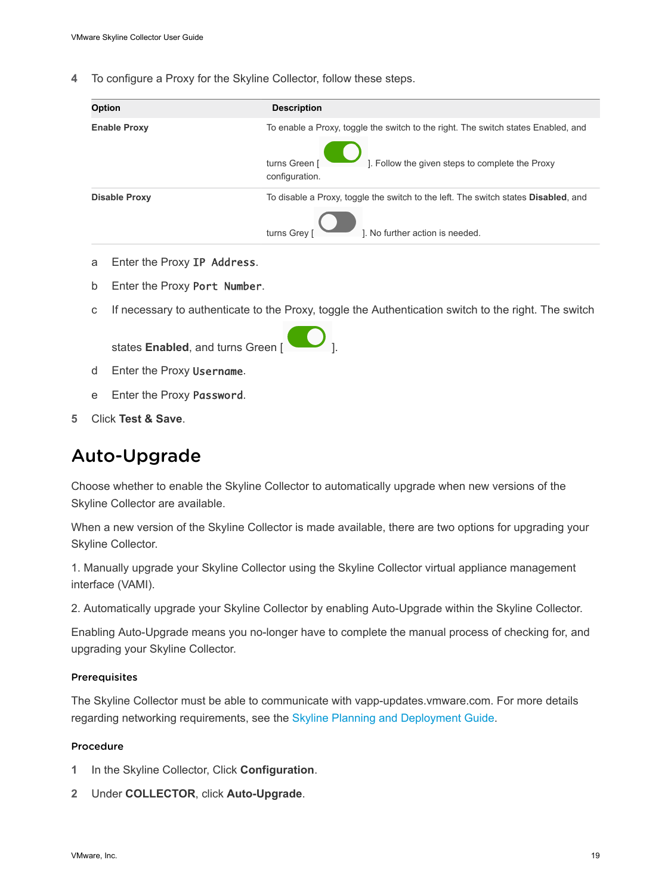4 To configure a Proxy for the Skyline Collector, follow these steps.

| Option | Description |
| --- | --- |
| **Enable Proxy** | To enable a Proxy, toggle the switch to the right. The switch states Enabled, and turns Green [ ]. Follow the given steps to complete the Proxy configuration. |
| **Disable Proxy** | To disable a Proxy, toggle the switch to the left. The switch states **Disabled**, and turns Grey [ ]. No further action is needed. |

a Enter the Proxy `IP Address`.

b Enter the Proxy `Port Number`.

c If necessary to authenticate to the Proxy, toggle the Authentication switch to the right. The switch states **Enabled**, and turns Green [ ].

d Enter the Proxy `Username`.

e Enter the Proxy `Password`.

5 Click **Test & Save**.

# Auto-Upgrade

Choose whether to enable the Skyline Collector to automatically upgrade when new versions of the Skyline Collector are available.

When a new version of the Skyline Collector is made available, there are two options for upgrading your Skyline Collector.

1. Manually upgrade your Skyline Collector using the Skyline Collector virtual appliance management interface (VAMI).

2. Automatically upgrade your Skyline Collector by enabling Auto-Upgrade within the Skyline Collector.

Enabling Auto-Upgrade means you no-longer have to complete the manual process of checking for, and upgrading your Skyline Collector.

### Prerequisites

The Skyline Collector must be able to communicate with vapp-updates.vmware.com. For more details regarding networking requirements, see the Skyline Planning and Deployment Guide.

### Procedure

1 In the Skyline Collector, Click **Configuration**.

2 Under **COLLECTOR**, click **Auto-Upgrade**.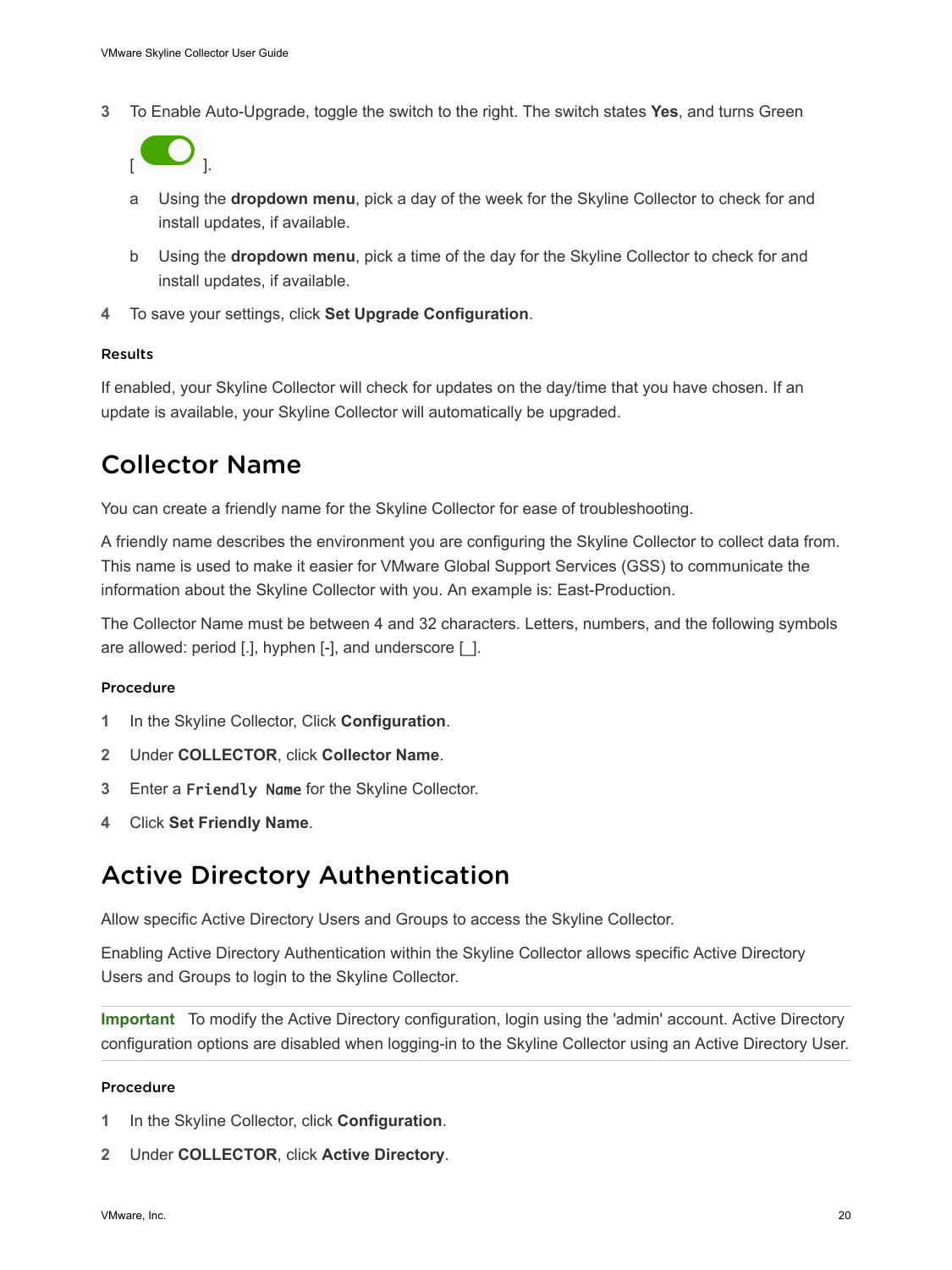3 To Enable Auto-Upgrade, toggle the switch to the right. The switch states **Yes**, and turns Green [ ].

   a Using the **dropdown menu**, pick a day of the week for the Skyline Collector to check for and install updates, if available.

   b Using the **dropdown menu**, pick a time of the day for the Skyline Collector to check for and install updates, if available.

4 To save your settings, click **Set Upgrade Configuration**.

#### Results

If enabled, your Skyline Collector will check for updates on the day/time that you have chosen. If an update is available, your Skyline Collector will automatically be upgraded.

## Collector Name

You can create a friendly name for the Skyline Collector for ease of troubleshooting.

A friendly name describes the environment you are configuring the Skyline Collector to collect data from. This name is used to make it easier for VMware Global Support Services (GSS) to communicate the information about the Skyline Collector with you. An example is: East-Production.

The Collector Name must be between 4 and 32 characters. Letters, numbers, and the following symbols are allowed: period [.], hyphen [-], and underscore [_].

#### Procedure

1 In the Skyline Collector, Click **Configuration**.

2 Under **COLLECTOR**, click **Collector Name**.

3 Enter a `Friendly Name` for the Skyline Collector.

4 Click **Set Friendly Name**.

## Active Directory Authentication

Allow specific Active Directory Users and Groups to access the Skyline Collector.

Enabling Active Directory Authentication within the Skyline Collector allows specific Active Directory Users and Groups to login to the Skyline Collector.

**Important** To modify the Active Directory configuration, login using the 'admin' account. Active Directory configuration options are disabled when logging-in to the Skyline Collector using an Active Directory User.

#### Procedure

1 In the Skyline Collector, click **Configuration**.

2 Under **COLLECTOR**, click **Active Directory**.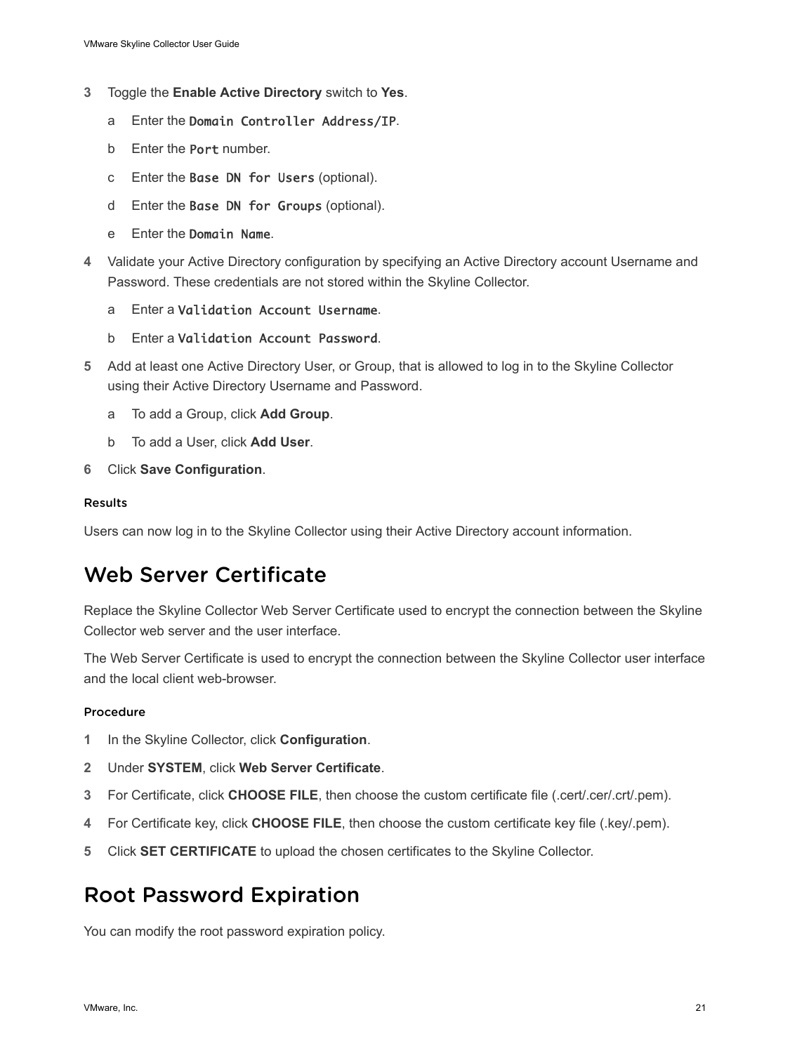3. Toggle the **Enable Active Directory** switch to **Yes**.

   a. Enter the `Domain Controller Address/IP`.

   b. Enter the `Port` number.

   c. Enter the `Base DN for Users` (optional).

   d. Enter the `Base DN for Groups` (optional).

   e. Enter the `Domain Name`.

4. Validate your Active Directory configuration by specifying an Active Directory account Username and Password. These credentials are not stored within the Skyline Collector.

   a. Enter a `Validation Account Username`.

   b. Enter a `Validation Account Password`.

5. Add at least one Active Directory User, or Group, that is allowed to log in to the Skyline Collector using their Active Directory Username and Password.

   a. To add a Group, click **Add Group**.

   b. To add a User, click **Add User**.

6. Click **Save Configuration**.

#### Results

Users can now log in to the Skyline Collector using their Active Directory account information.

## Web Server Certificate

Replace the Skyline Collector Web Server Certificate used to encrypt the connection between the Skyline Collector web server and the user interface.

The Web Server Certificate is used to encrypt the connection between the Skyline Collector user interface and the local client web-browser.

#### Procedure

1. In the Skyline Collector, click **Configuration**.
2. Under **SYSTEM**, click **Web Server Certificate**.
3. For Certificate, click **CHOOSE FILE**, then choose the custom certificate file (.cert/.cer/.crt/.pem).
4. For Certificate key, click **CHOOSE FILE**, then choose the custom certificate key file (.key/.pem).
5. Click **SET CERTIFICATE** to upload the chosen certificates to the Skyline Collector.

## Root Password Expiration

You can modify the root password expiration policy.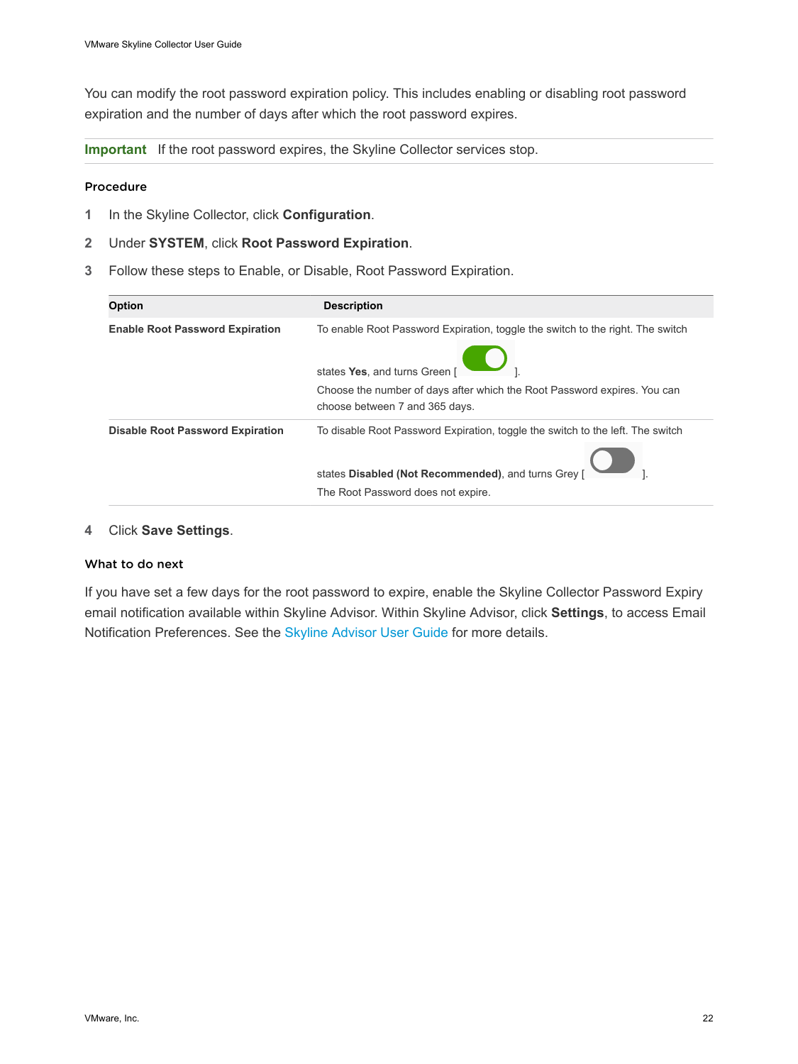You can modify the root password expiration policy. This includes enabling or disabling root password expiration and the number of days after which the root password expires.

**Important** If the root password expires, the Skyline Collector services stop.

### Procedure

1. In the Skyline Collector, click **Configuration**.
2. Under **SYSTEM**, click **Root Password Expiration**.
3. Follow these steps to Enable, or Disable, Root Password Expiration.

| Option | Description |
| --- | --- |
| **Enable Root Password Expiration** | To enable Root Password Expiration, toggle the switch to the right. The switch states **Yes**, and turns Green [ ]. Choose the number of days after which the Root Password expires. You can choose between 7 and 365 days. |
| **Disable Root Password Expiration** | To disable Root Password Expiration, toggle the switch to the left. The switch states **Disabled (Not Recommended)**, and turns Grey [ ]. The Root Password does not expire. |

4. Click **Save Settings**.

### What to do next

If you have set a few days for the root password to expire, enable the Skyline Collector Password Expiry email notification available within Skyline Advisor. Within Skyline Advisor, click **Settings**, to access Email Notification Preferences. See the Skyline Advisor User Guide for more details.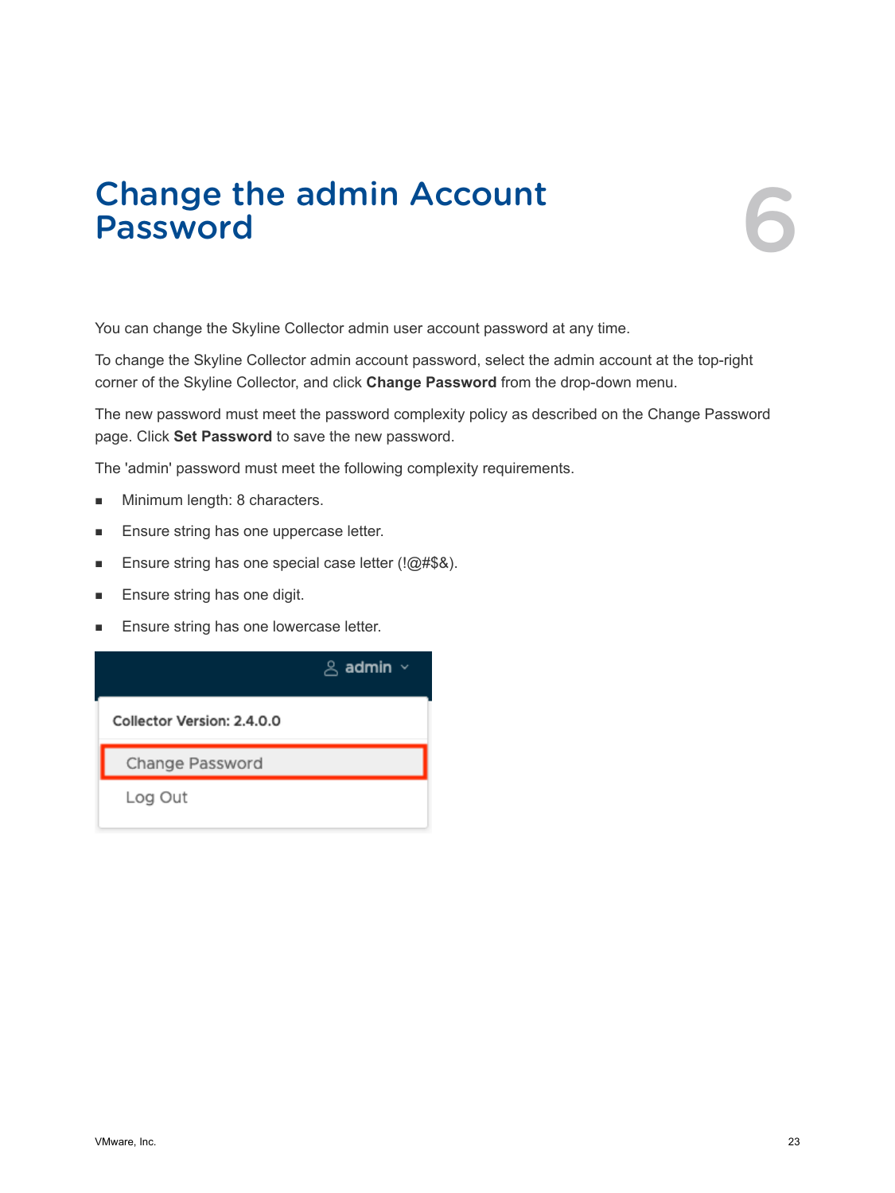# Change the admin Account Password

6

You can change the Skyline Collector admin user account password at any time.

To change the Skyline Collector admin account password, select the admin account at the top-right corner of the Skyline Collector, and click **Change Password** from the drop-down menu.

The new password must meet the password complexity policy as described on the Change Password page. Click **Set Password** to save the new password.

The 'admin' password must meet the following complexity requirements.

- Minimum length: 8 characters.
- Ensure string has one uppercase letter.
- Ensure string has one special case letter (!@#$&).
- Ensure string has one digit.
- Ensure string has one lowercase letter.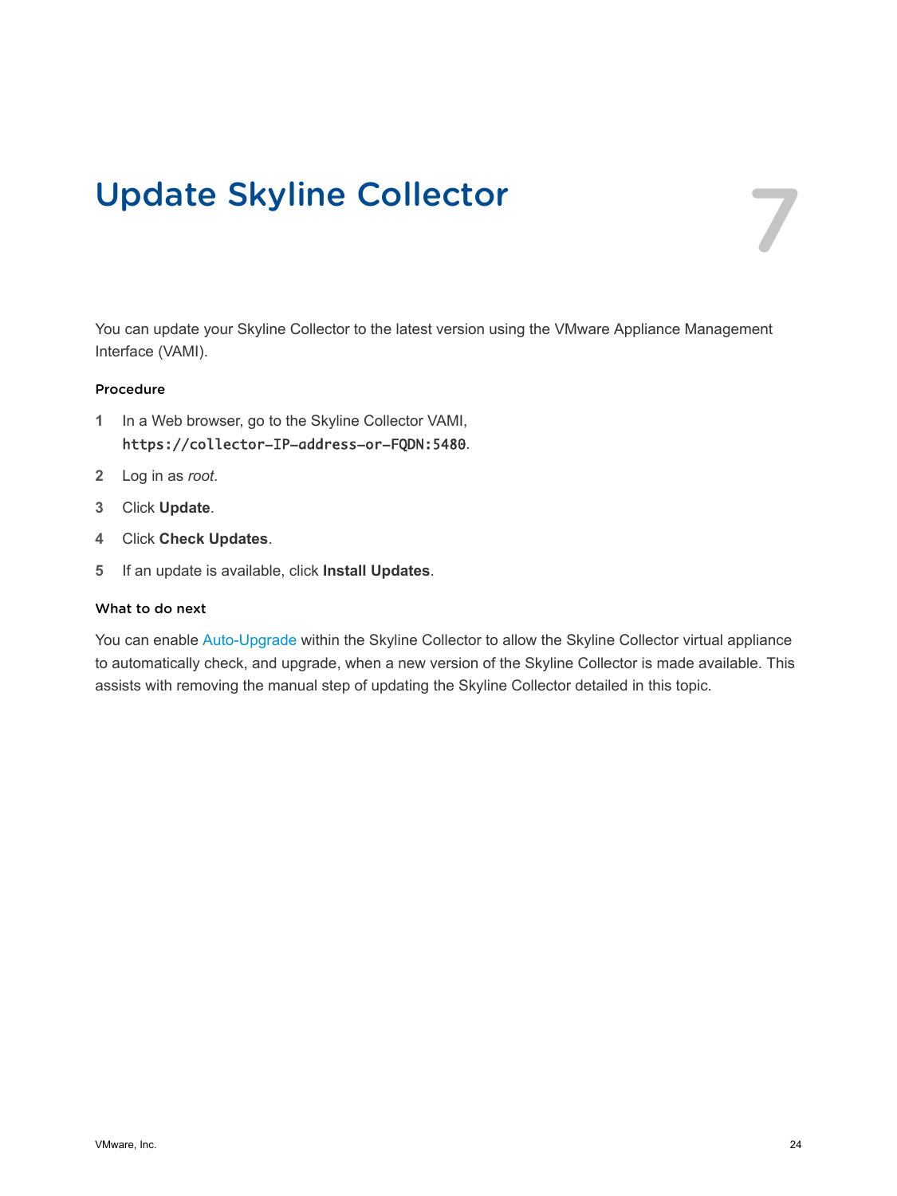# Update Skyline Collector

7

You can update your Skyline Collector to the latest version using the VMware Appliance Management Interface (VAMI).

### Procedure

1. In a Web browser, go to the Skyline Collector VAMI, `https://collector-IP-address-or-FQDN:5480`.
2. Log in as *root*.
3. Click **Update**.
4. Click **Check Updates**.
5. If an update is available, click **Install Updates**.

### What to do next

You can enable Auto-Upgrade within the Skyline Collector to allow the Skyline Collector virtual appliance to automatically check, and upgrade, when a new version of the Skyline Collector is made available. This assists with removing the manual step of updating the Skyline Collector detailed in this topic.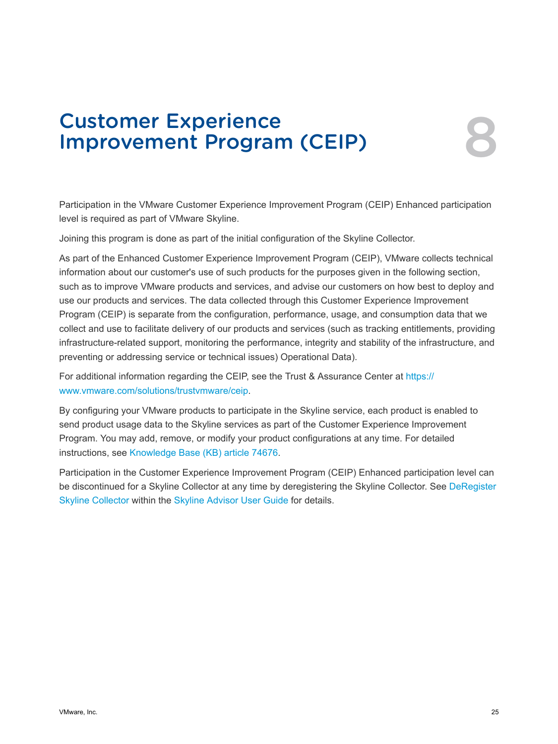# 8 Customer Experience Improvement Program (CEIP)

Participation in the VMware Customer Experience Improvement Program (CEIP) Enhanced participation level is required as part of VMware Skyline.

Joining this program is done as part of the initial configuration of the Skyline Collector.

As part of the Enhanced Customer Experience Improvement Program (CEIP), VMware collects technical information about our customer's use of such products for the purposes given in the following section, such as to improve VMware products and services, and advise our customers on how best to deploy and use our products and services. The data collected through this Customer Experience Improvement Program (CEIP) is separate from the configuration, performance, usage, and consumption data that we collect and use to facilitate delivery of our products and services (such as tracking entitlements, providing infrastructure-related support, monitoring the performance, integrity and stability of the infrastructure, and preventing or addressing service or technical issues) Operational Data).

For additional information regarding the CEIP, see the Trust & Assurance Center at https://www.vmware.com/solutions/trustvmware/ceip.

By configuring your VMware products to participate in the Skyline service, each product is enabled to send product usage data to the Skyline services as part of the Customer Experience Improvement Program. You may add, remove, or modify your product configurations at any time. For detailed instructions, see Knowledge Base (KB) article 74676.

Participation in the Customer Experience Improvement Program (CEIP) Enhanced participation level can be discontinued for a Skyline Collector at any time by deregistering the Skyline Collector. See DeRegister Skyline Collector within the Skyline Advisor User Guide for details.